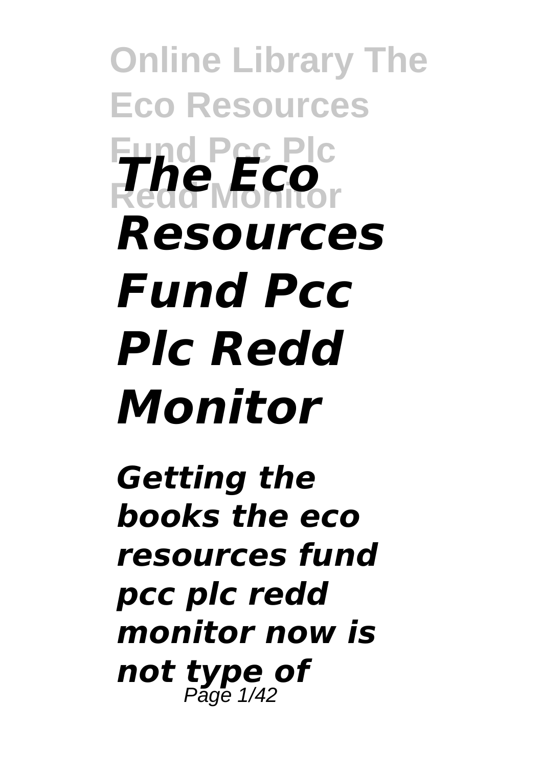# The Eco Resources Fund Pcc Plc Redd Monitor

***Getting the books the eco resources fund pcc plc redd monitor now is not type of***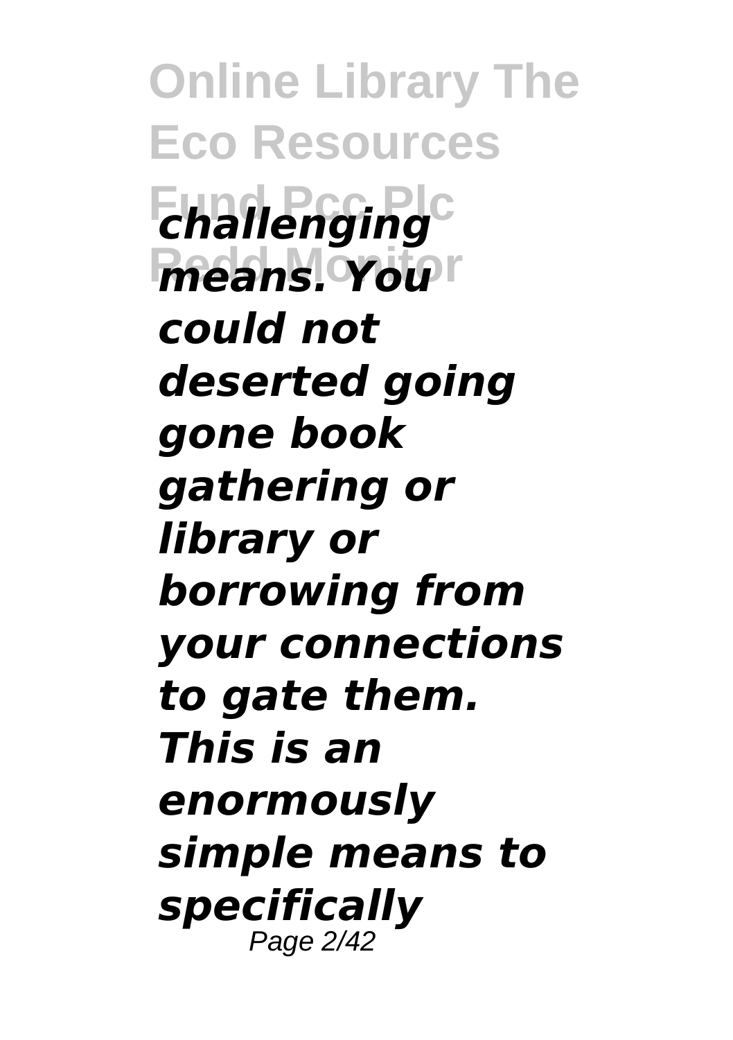*challenging means. You could not deserted going gone book gathering or library or borrowing from your connections to gate them. This is an enormously simple means to specifically*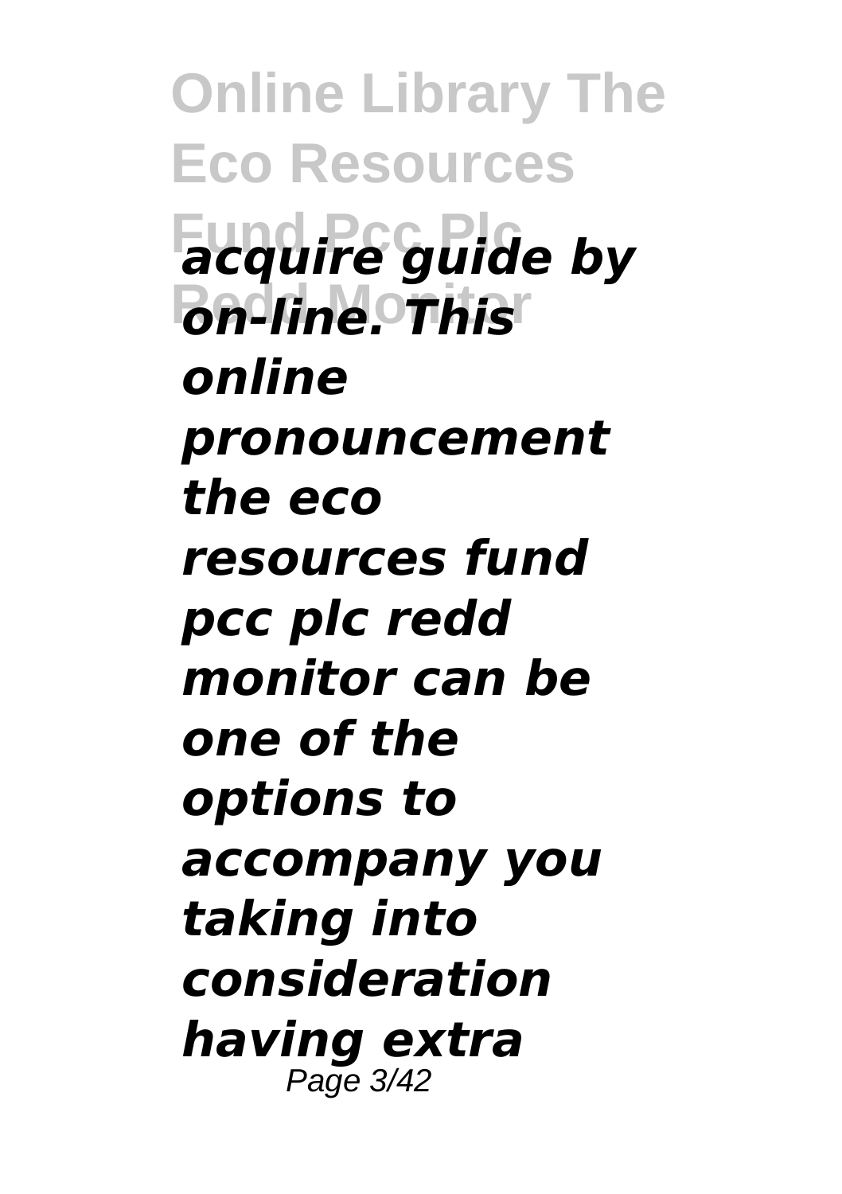*acquire guide by on-line. This online pronouncement the eco resources fund pcc plc redd monitor can be one of the options to accompany you taking into consideration having extra*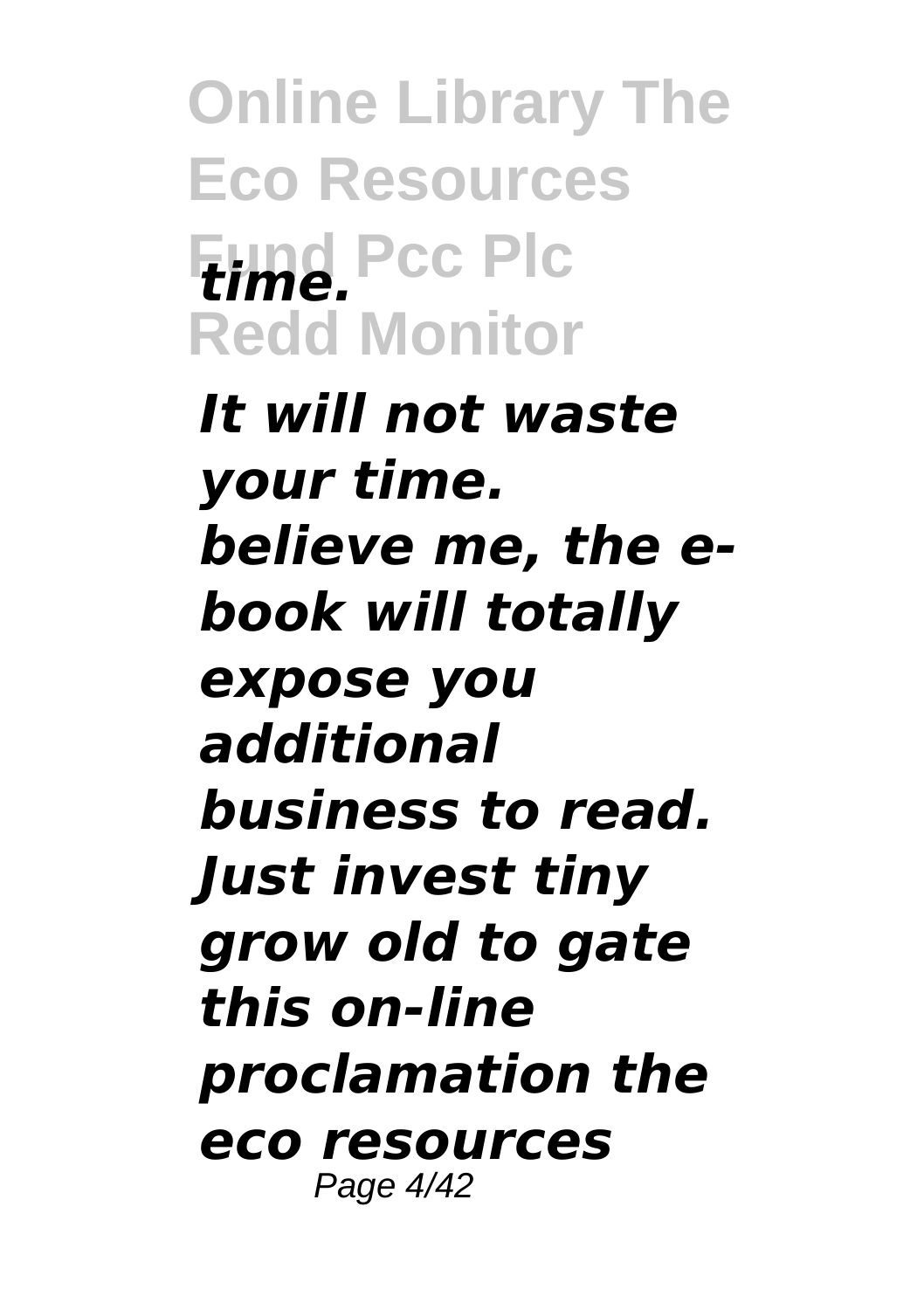***time.***

***It will not waste your time. believe me, the e-book will totally expose you additional business to read. Just invest tiny grow old to gate this on-line proclamation the eco resources***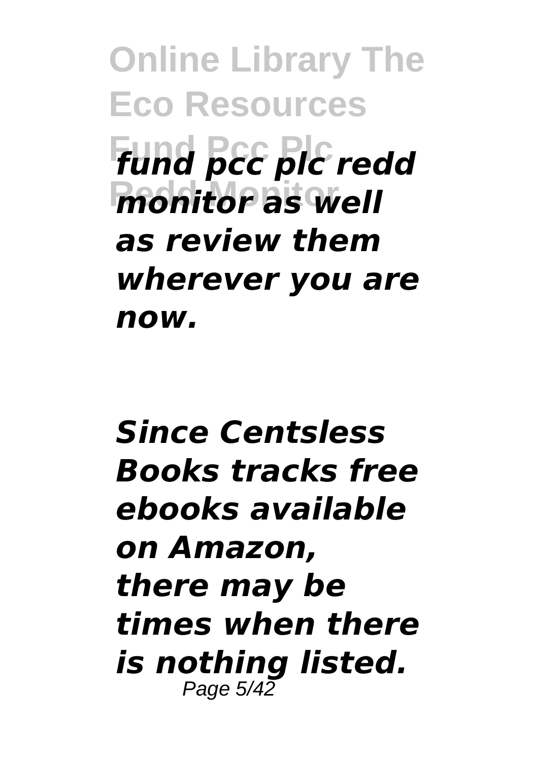*fund pcc plc redd monitor as well as review them wherever you are now.*

***Since Centsless Books tracks free ebooks available on Amazon, there may be times when there is nothing listed.***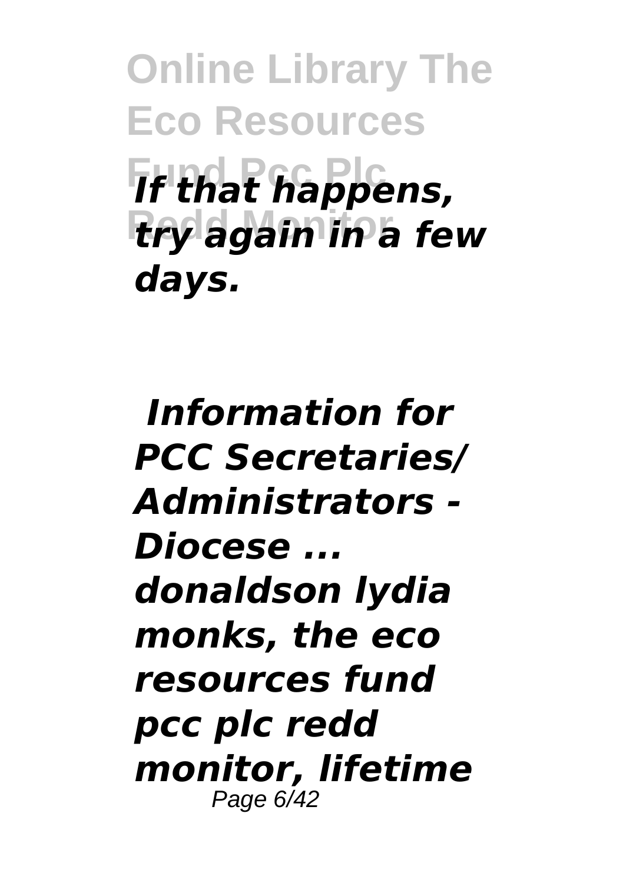***If that happens, try again in a few days.***

***Information for PCC Secretaries/ Administrators - Diocese ...***

***donaldson lydia monks, the eco resources fund pcc plc redd monitor, lifetime***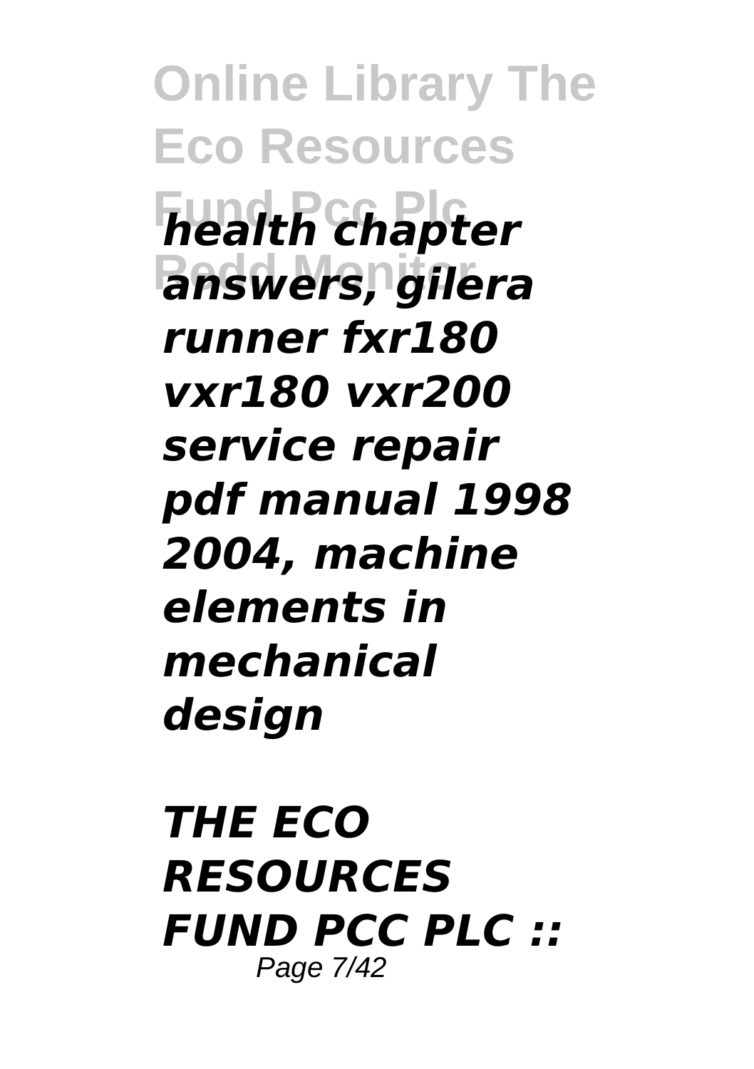*health chapter answers, gilera runner fxr180 vxr180 vxr200 service repair pdf manual 1998 2004, machine elements in mechanical design*

***THE ECO RESOURCES FUND PCC PLC ::***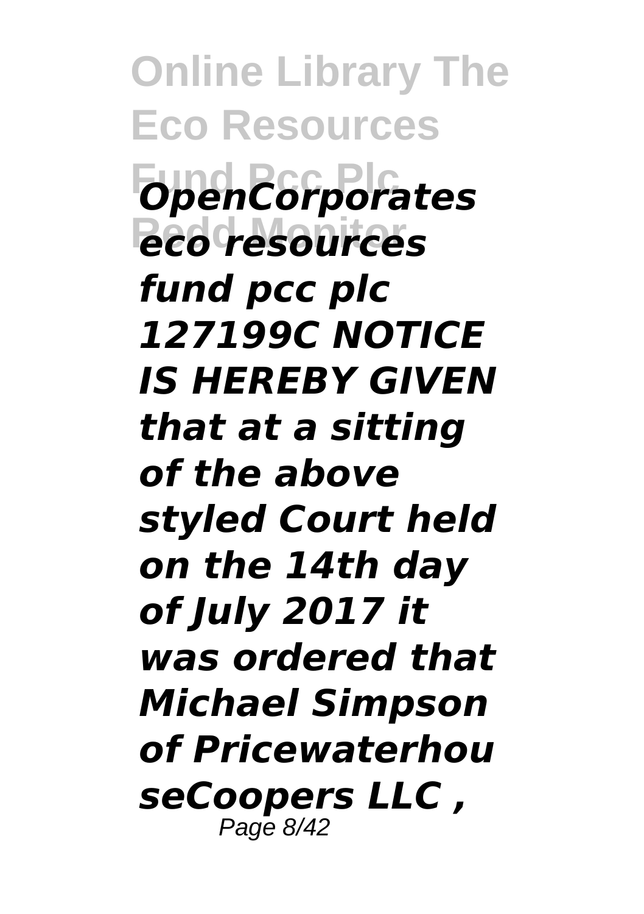***OpenCorporates eco resources fund pcc plc 127199C NOTICE IS HEREBY GIVEN that at a sitting of the above styled Court held on the 14th day of July 2017 it was ordered that Michael Simpson of PricewaterhouseCoopers LLC ,***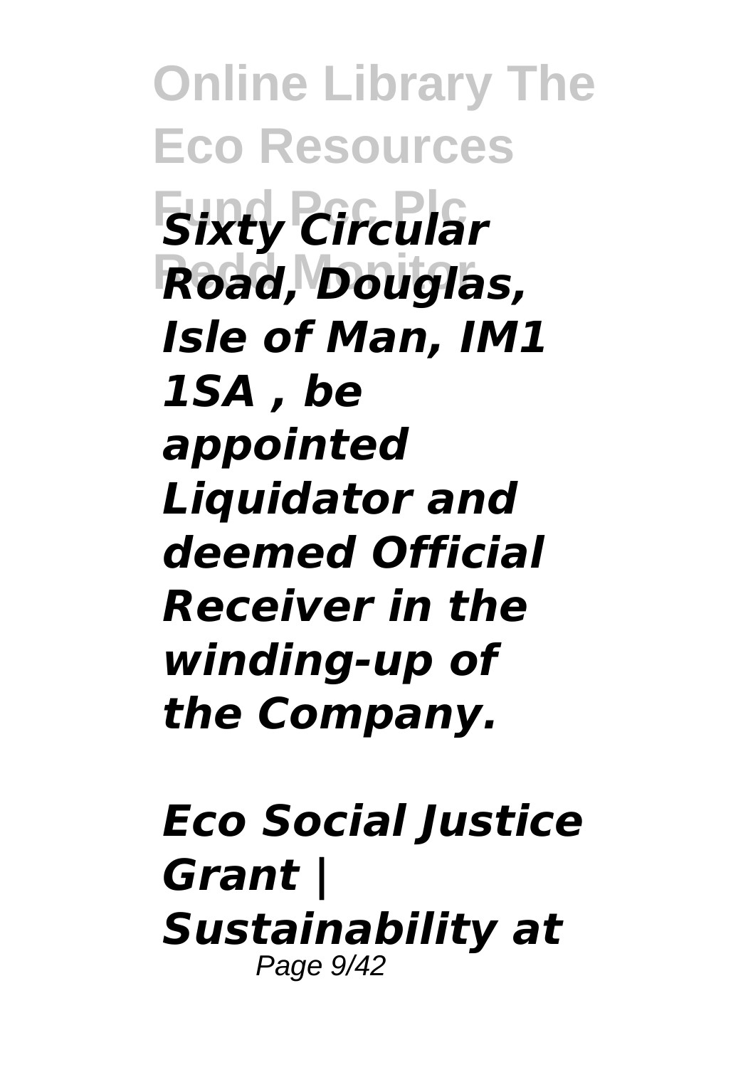*Sixty Circular Road, Douglas, Isle of Man, IM1 1SA , be appointed Liquidator and deemed Official Receiver in the winding-up of the Company.*

*Eco Social Justice Grant | Sustainability at*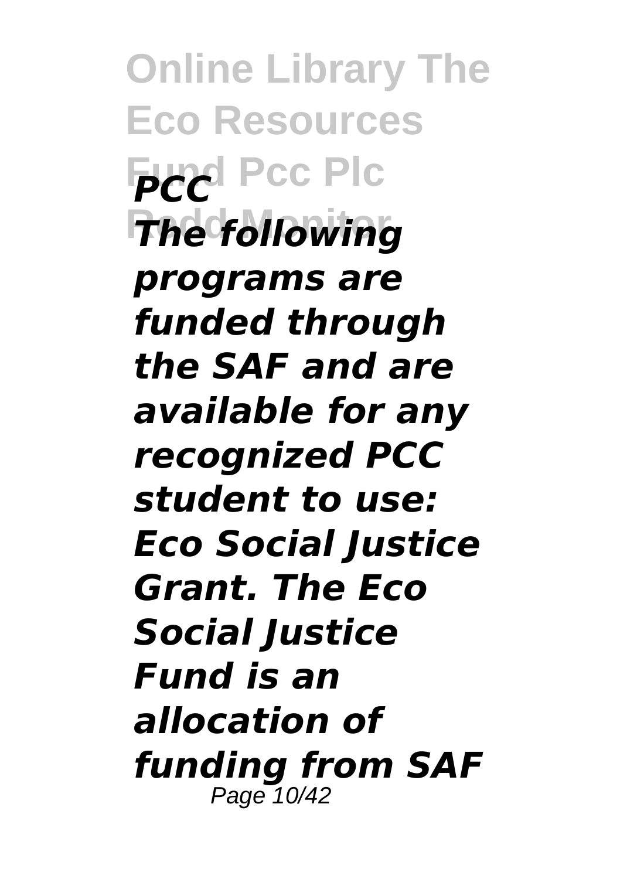***PCC***

***The following programs are funded through the SAF and are available for any recognized PCC student to use: Eco Social Justice Grant. The Eco Social Justice Fund is an allocation of funding from SAF***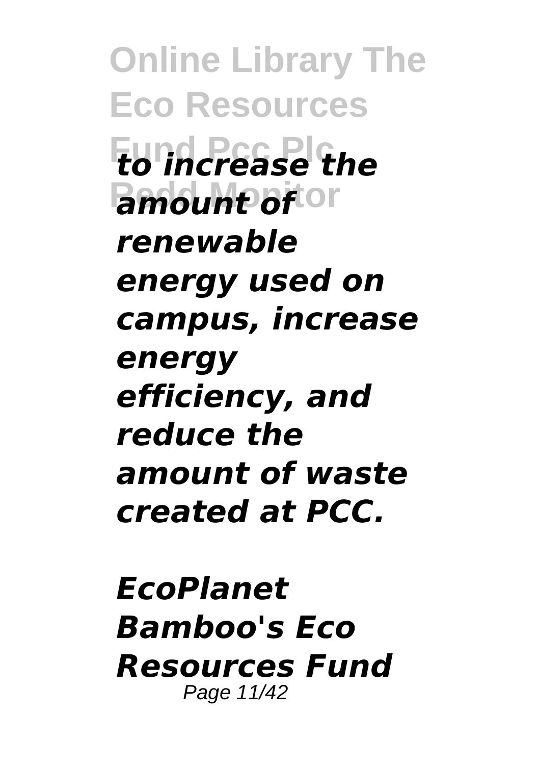*to increase the amount of renewable energy used on campus, increase energy efficiency, and reduce the amount of waste created at PCC.*

***EcoPlanet Bamboo's Eco Resources Fund***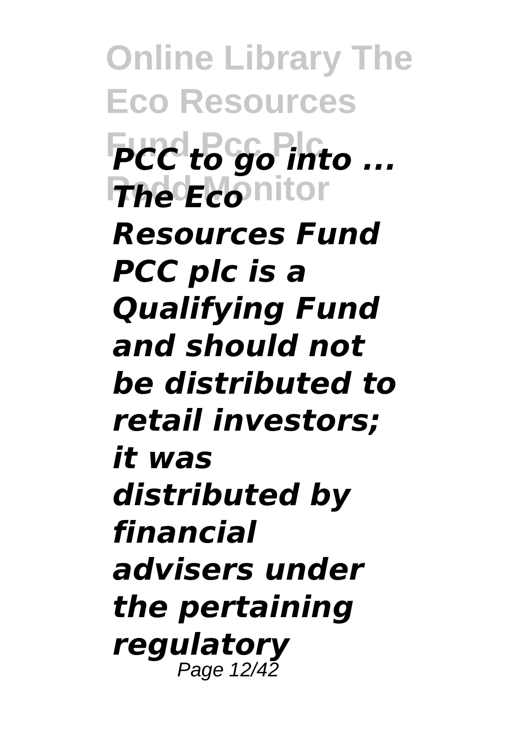***PCC to go into ...***

***The Eco Resources Fund PCC plc is a Qualifying Fund and should not be distributed to retail investors; it was distributed by financial advisers under the pertaining regulatory***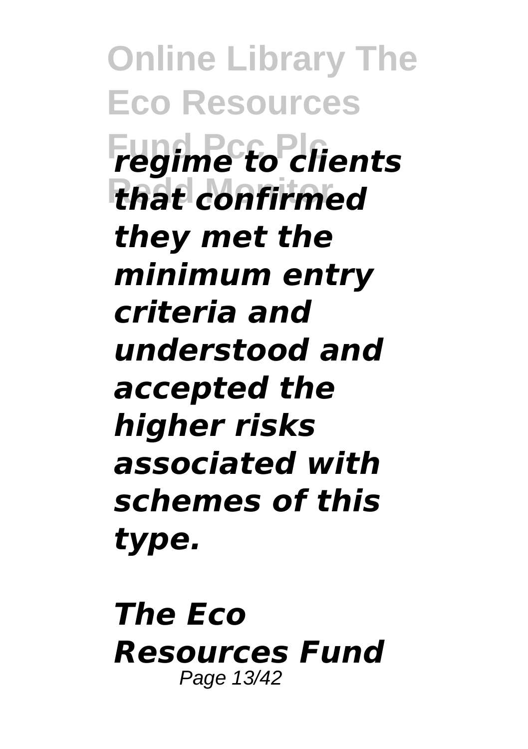***regime to clients that confirmed they met the minimum entry criteria and understood and accepted the higher risks associated with schemes of this type.***

***The Eco Resources Fund***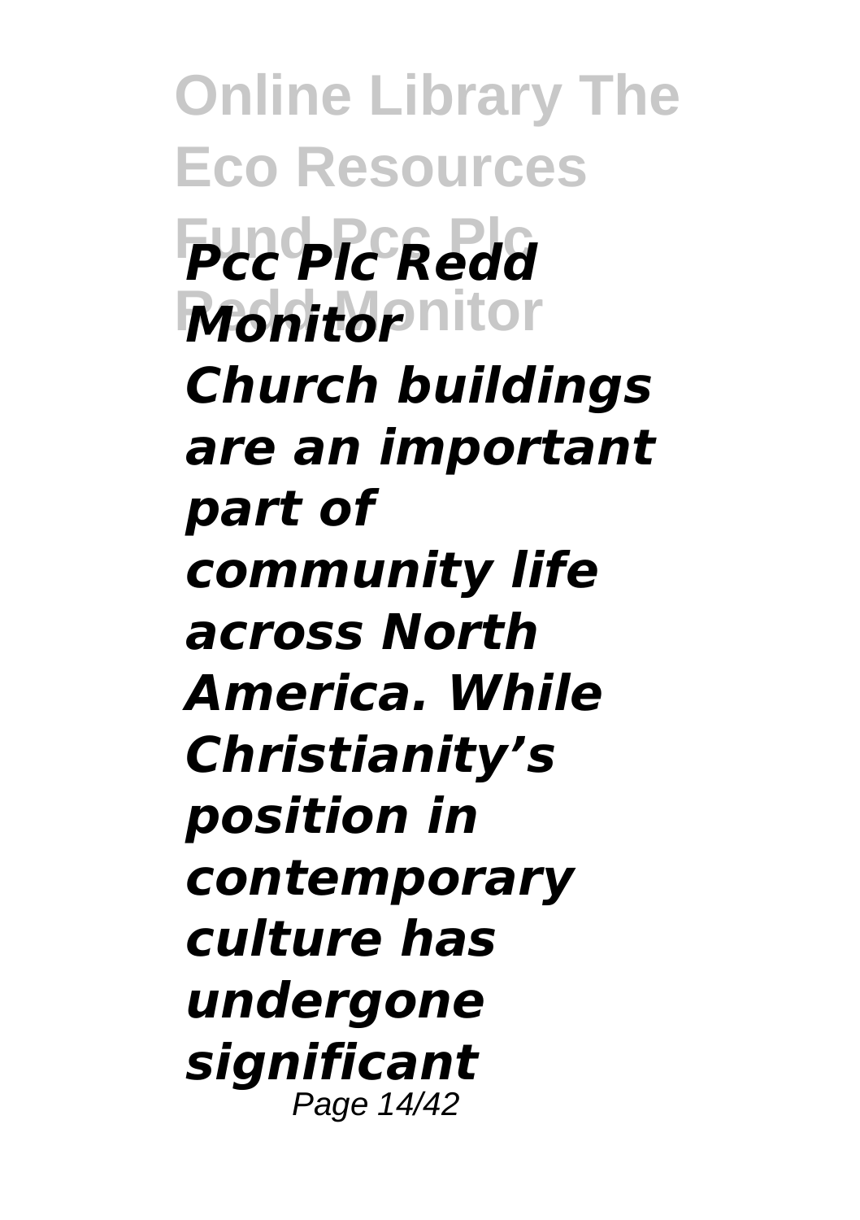***Pcc Plc Redd Monitor***

***Church buildings are an important part of community life across North America. While Christianity's position in contemporary culture has undergone significant***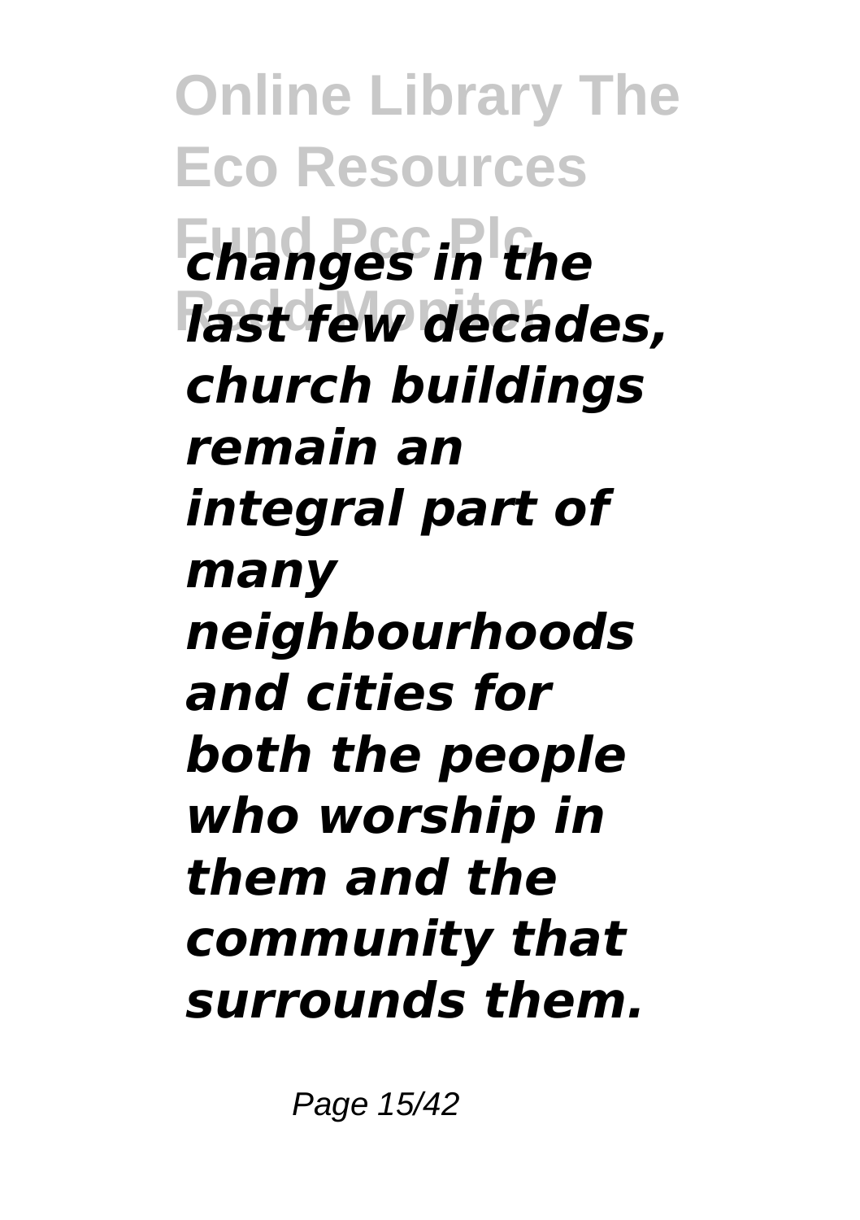*changes in the last few decades, church buildings remain an integral part of many neighbourhoods and cities for both the people who worship in them and the community that surrounds them.*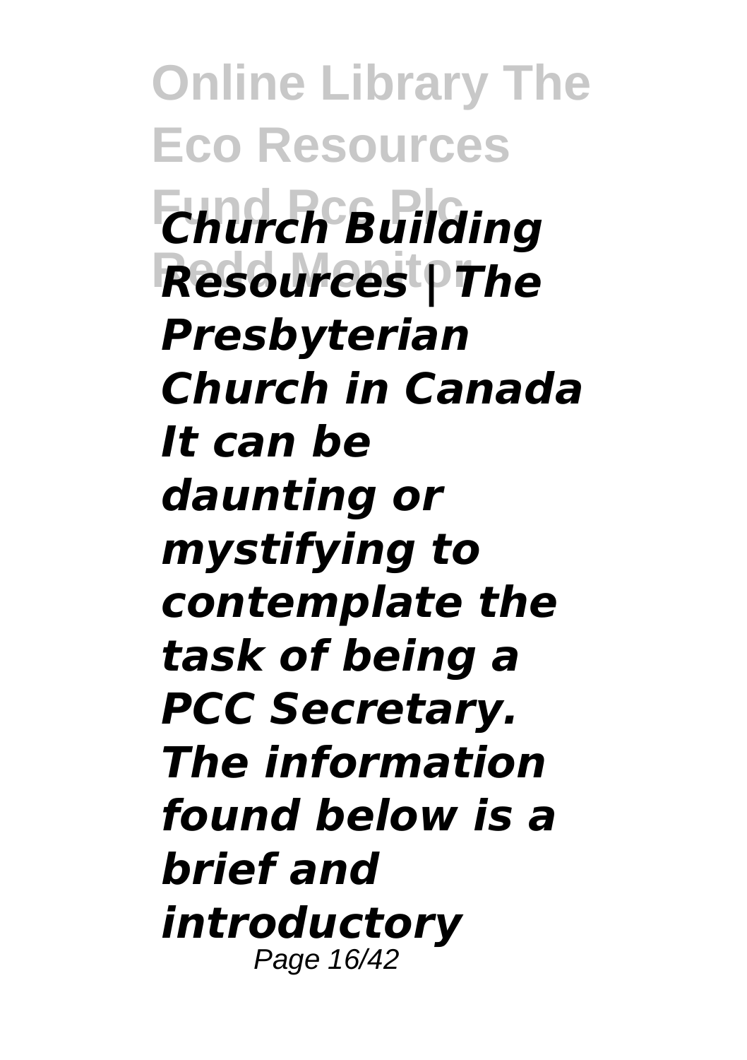*Church Building Resources | The Presbyterian Church in Canada*

*It can be daunting or mystifying to contemplate the task of being a PCC Secretary. The information found below is a brief and introductory*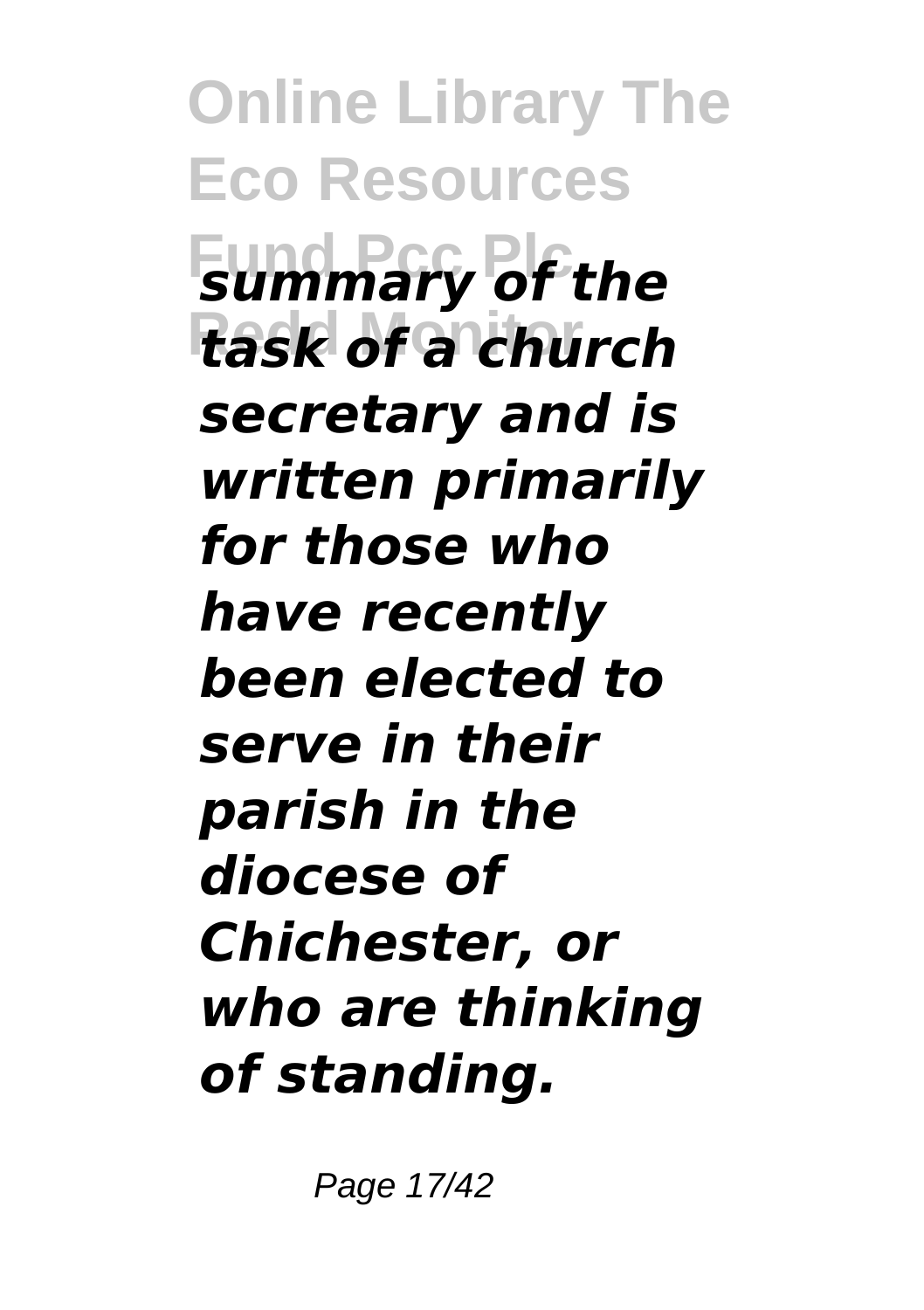*summary of the task of a church secretary and is written primarily for those who have recently been elected to serve in their parish in the diocese of Chichester, or who are thinking of standing.*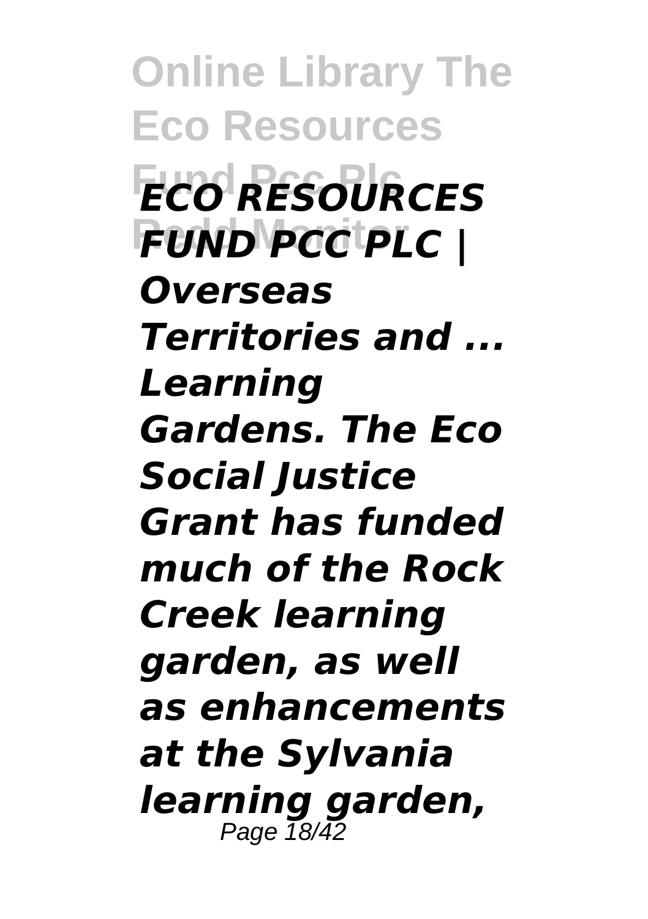***ECO RESOURCES FUND PCC PLC | Overseas Territories and ...***

***Learning Gardens. The Eco Social Justice Grant has funded much of the Rock Creek learning garden, as well as enhancements at the Sylvania learning garden,***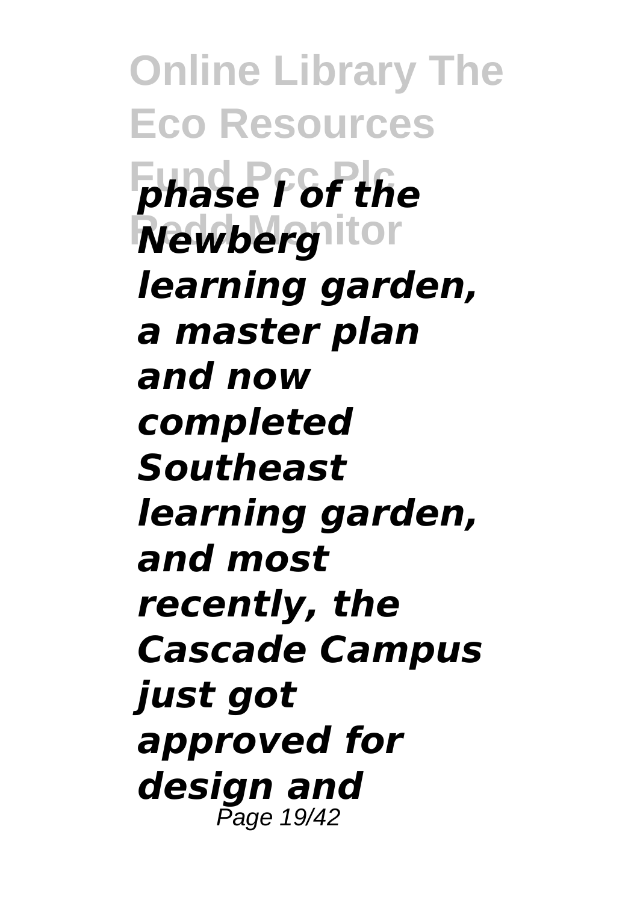*phase I of the Newberg learning garden, a master plan and now completed Southeast learning garden, and most recently, the Cascade Campus just got approved for design and*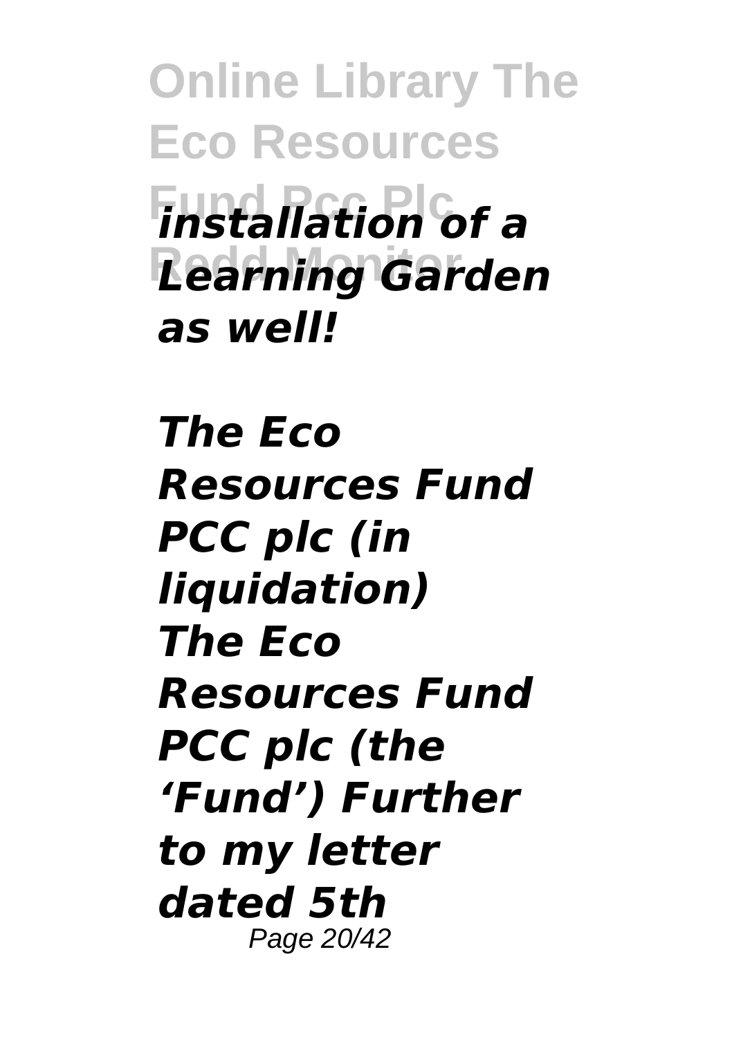*installation of a Learning Garden as well!*

***The Eco Resources Fund PCC plc (in liquidation)***

***The Eco Resources Fund PCC plc (the 'Fund') Further to my letter dated 5th***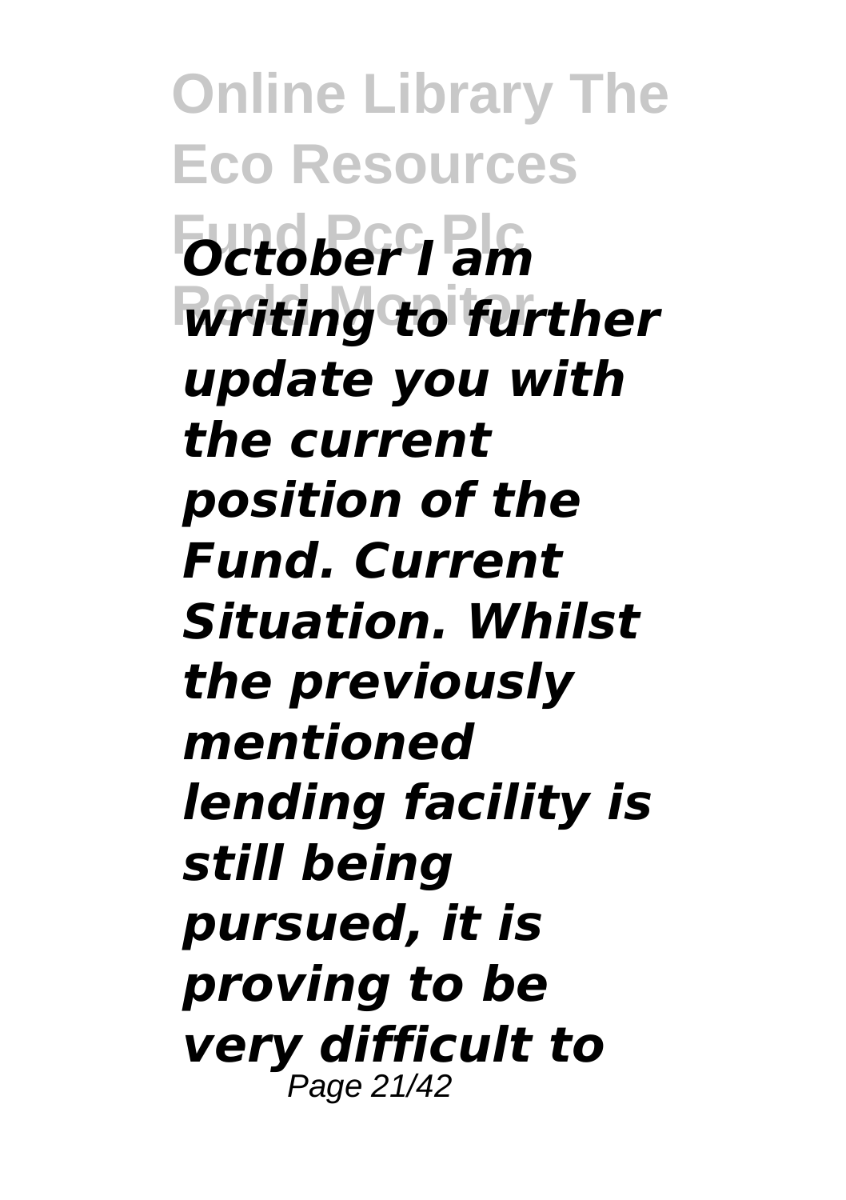***October I am writing to further update you with the current position of the Fund. Current Situation. Whilst the previously mentioned lending facility is still being pursued, it is proving to be very difficult to***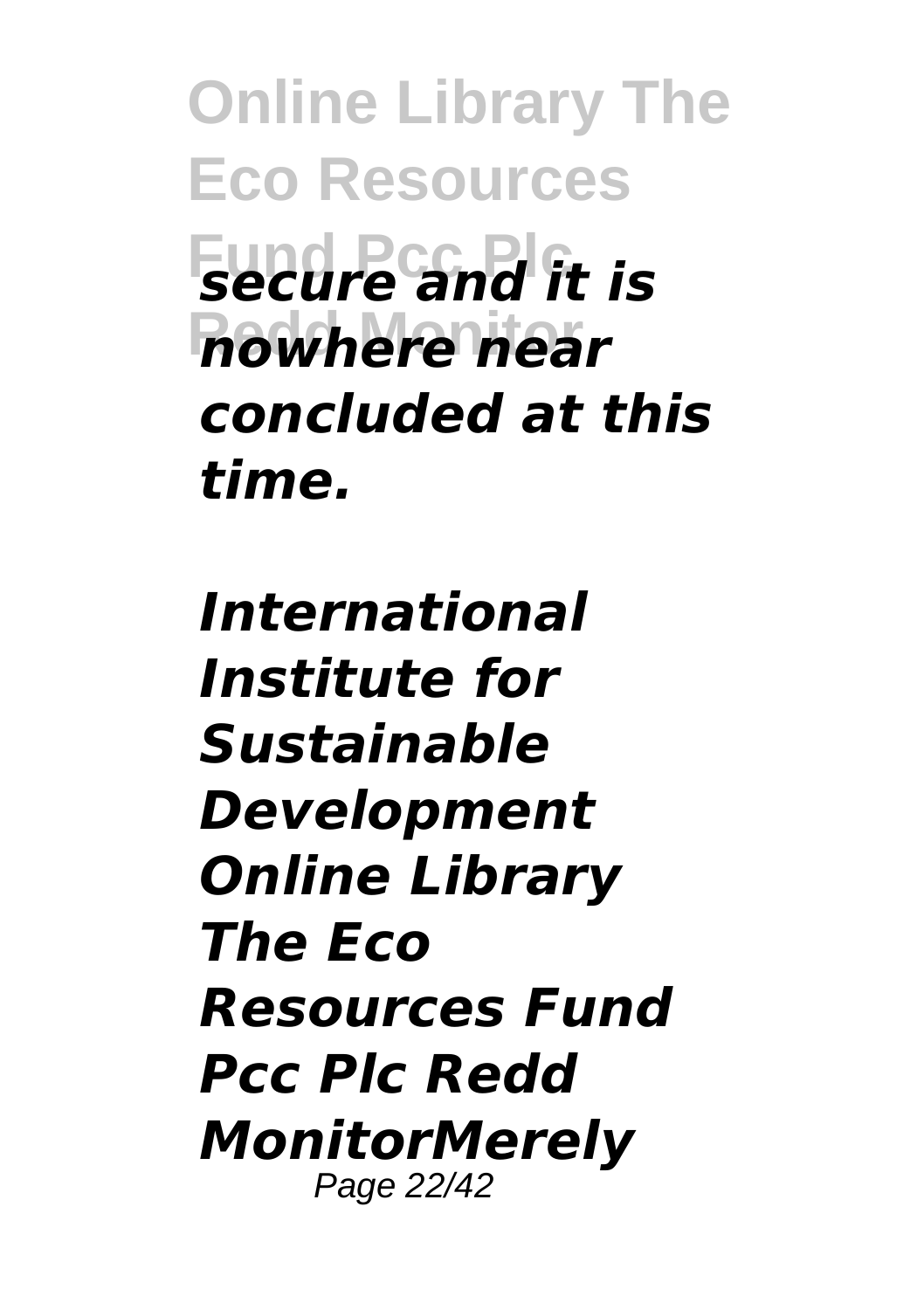***secure and it is nowhere near concluded at this time.***

***International Institute for Sustainable Development Online Library The Eco Resources Fund Pcc Plc Redd MonitorMerely***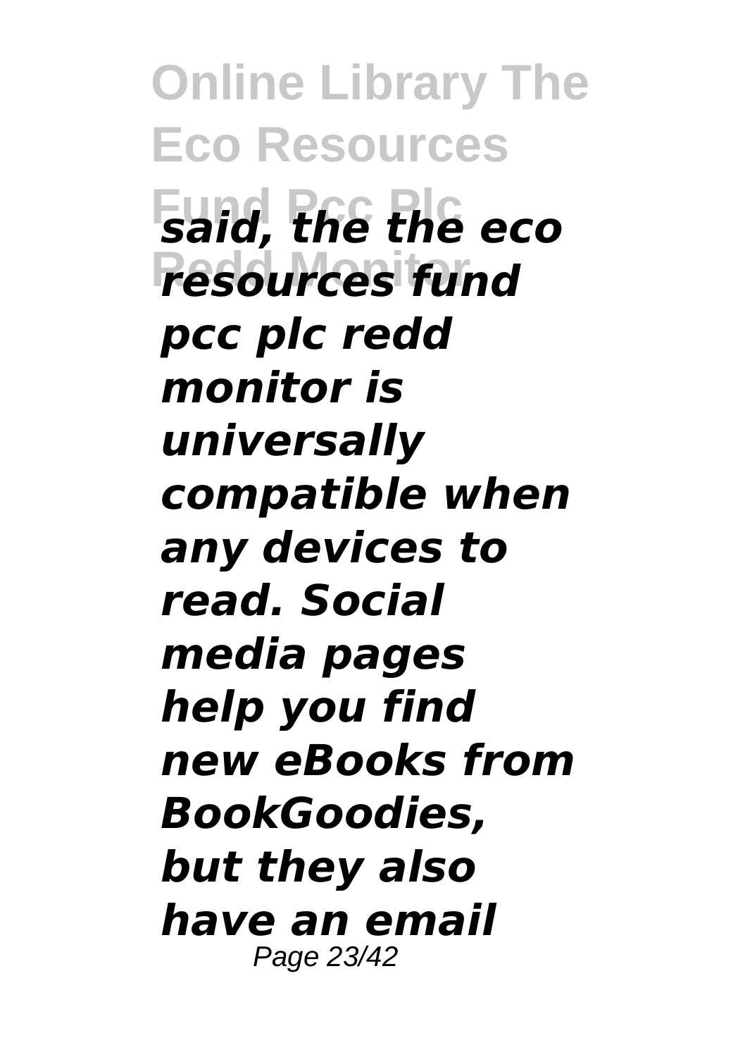***said, the the eco resources fund pcc plc redd monitor is universally compatible when any devices to read. Social media pages help you find new eBooks from BookGoodies, but they also have an email***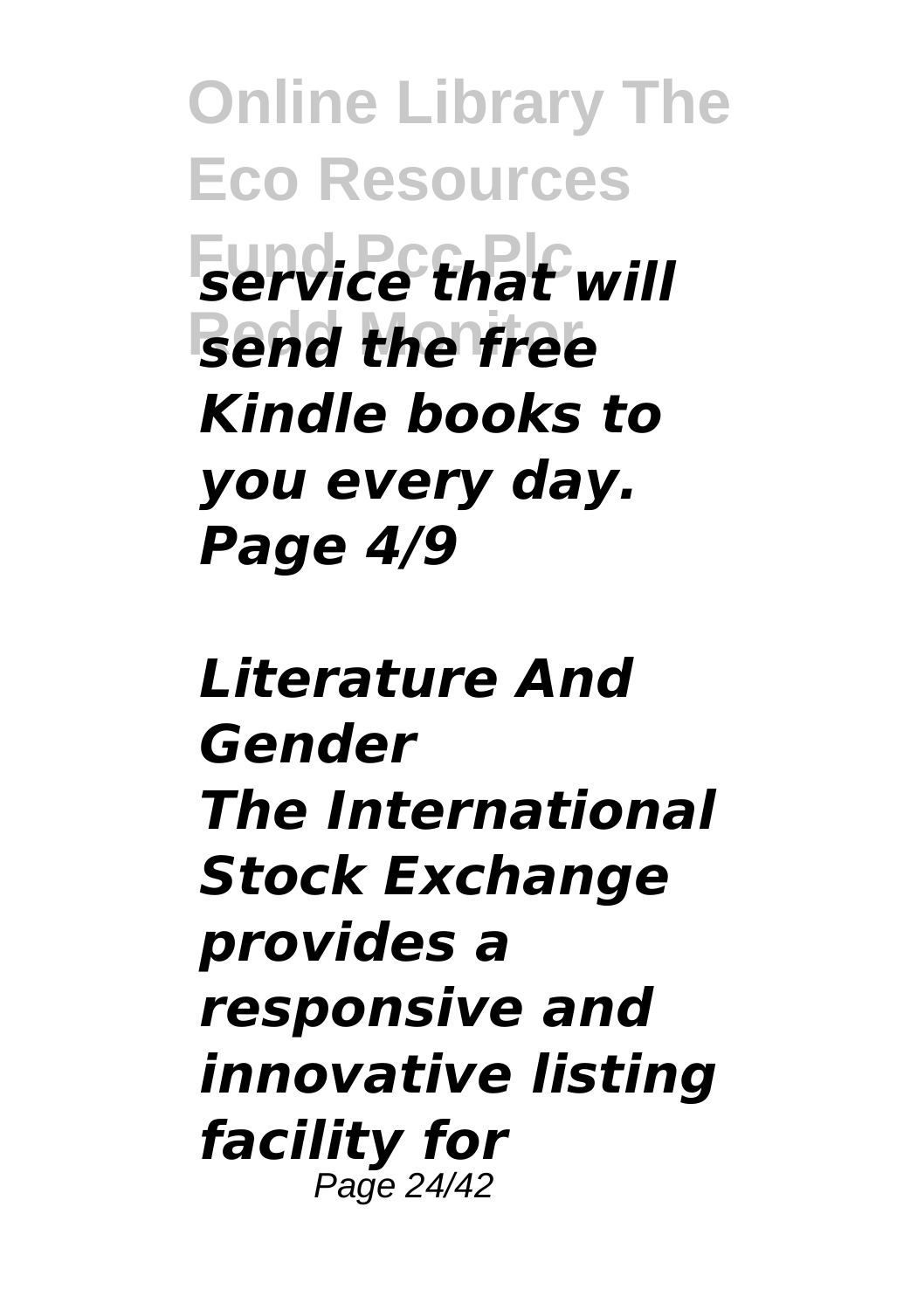*service that will send the free Kindle books to you every day.*
*Page 4/9*

***Literature And Gender***
***The International Stock Exchange provides a responsive and innovative listing facility for***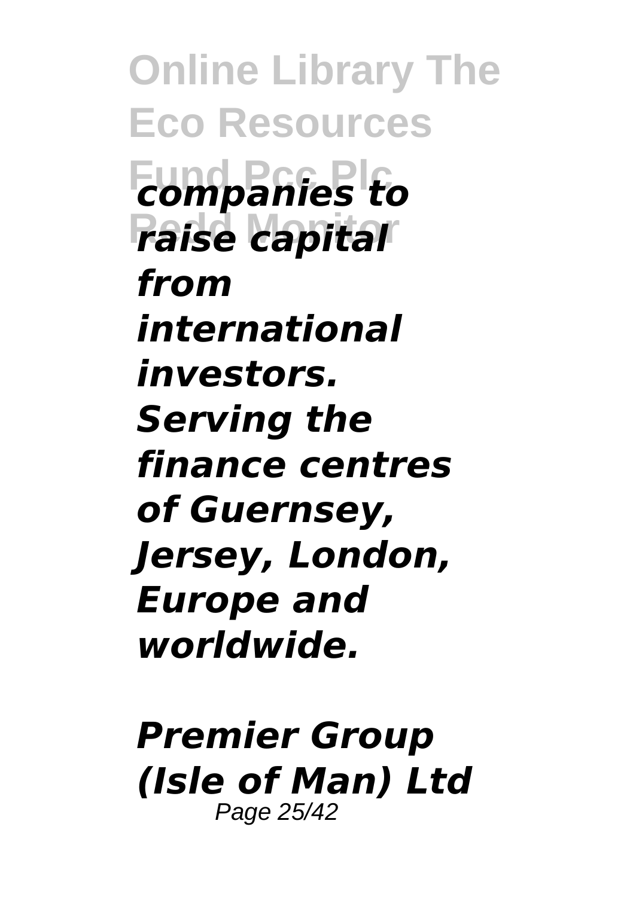*companies to raise capital from international investors. Serving the finance centres of Guernsey, Jersey, London, Europe and worldwide.*

***Premier Group (Isle of Man) Ltd***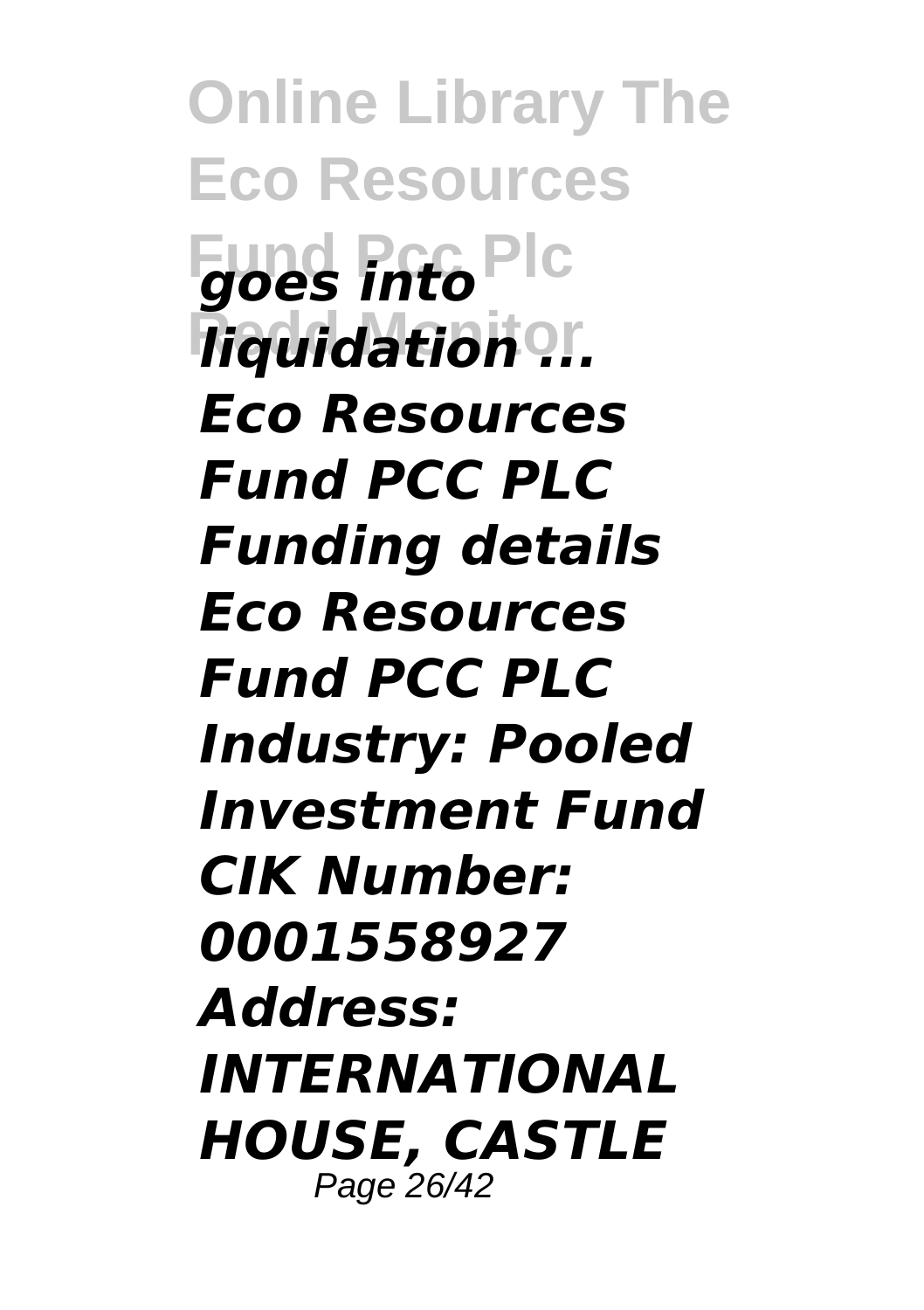*goes into liquidation ...*

***Eco Resources Fund PCC PLC Funding details Eco Resources Fund PCC PLC Industry: Pooled Investment Fund CIK Number: 0001558927 Address: INTERNATIONAL HOUSE, CASTLE***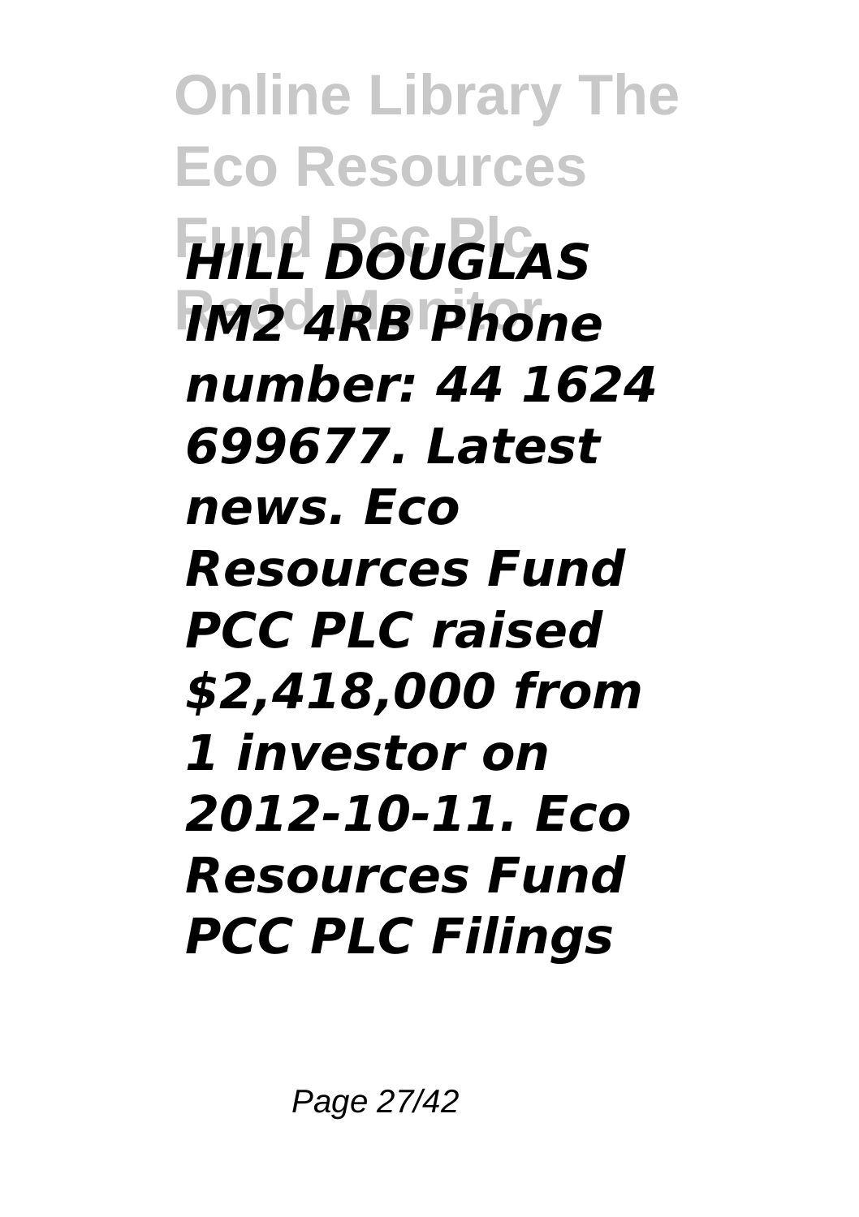*HILL DOUGLAS IM2 4RB Phone number: 44 1624 699677. Latest news. Eco Resources Fund PCC PLC raised $2,418,000 from 1 investor on 2012-10-11. Eco Resources Fund PCC PLC Filings*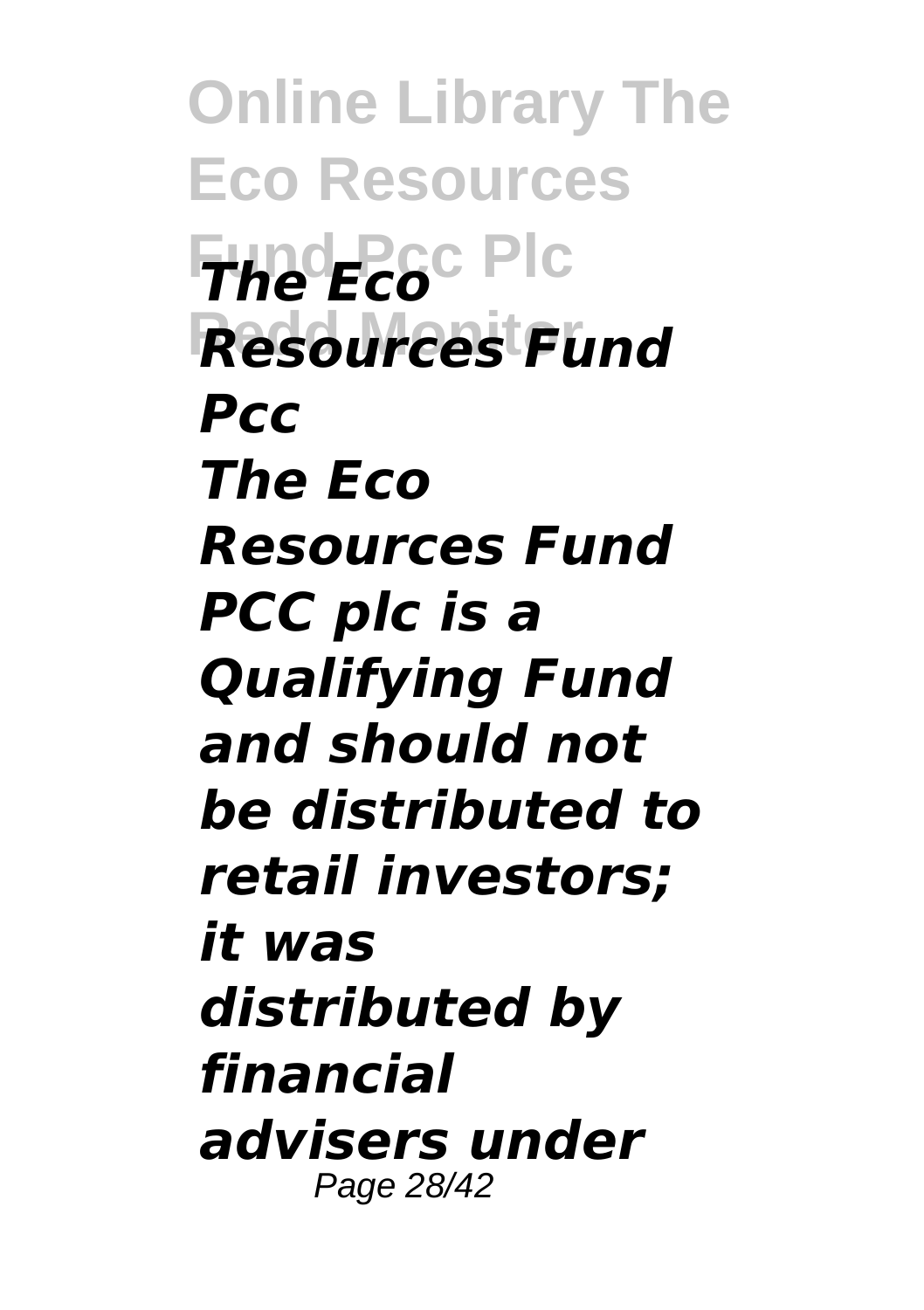***The Eco Resources Fund Pcc***

***The Eco Resources Fund PCC plc is a Qualifying Fund and should not be distributed to retail investors; it was distributed by financial advisers under***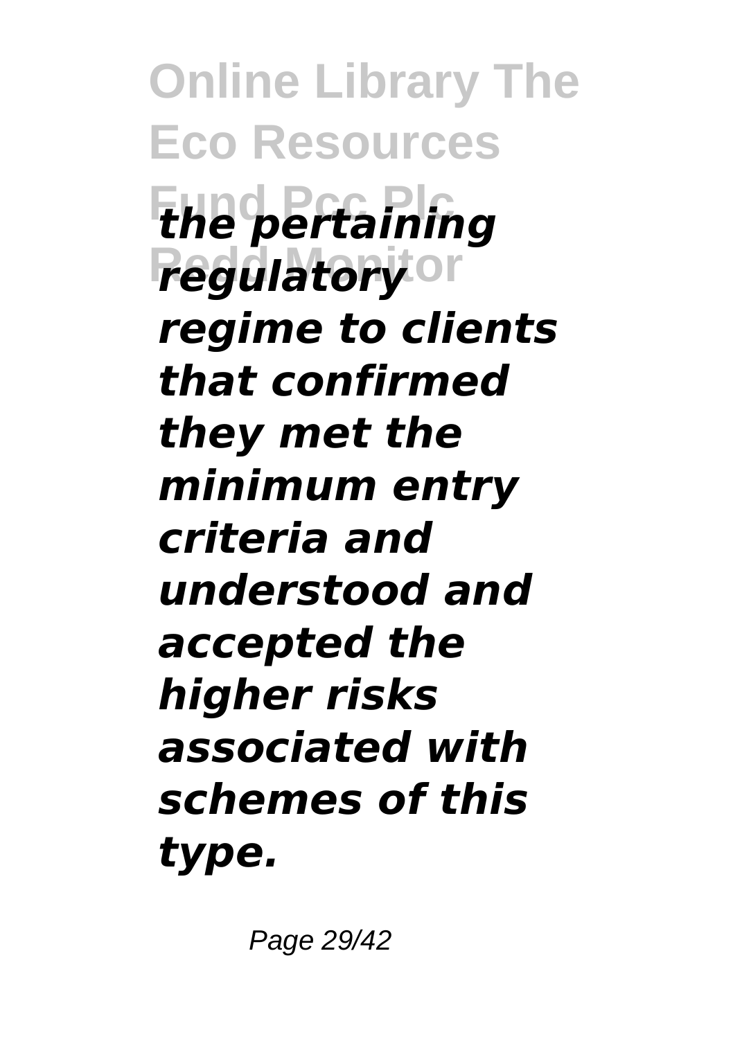***the pertaining regulatory regime to clients that confirmed they met the minimum entry criteria and understood and accepted the higher risks associated with schemes of this type.***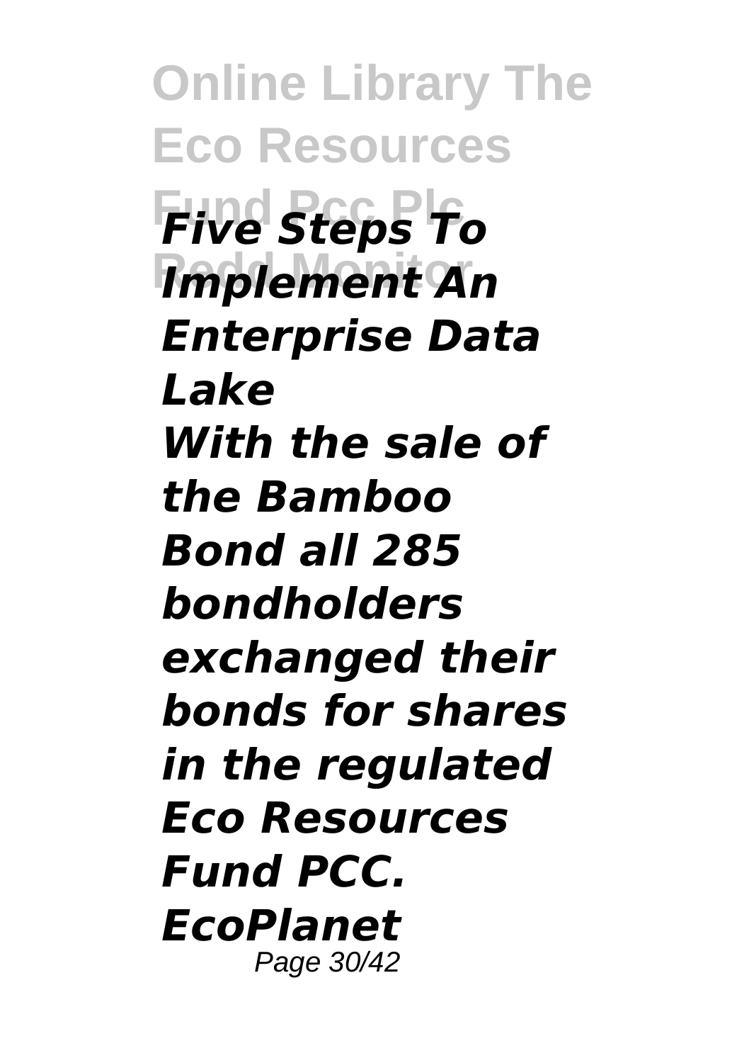***Five Steps To Implement An Enterprise Data Lake***

***With the sale of the Bamboo Bond all 285 bondholders exchanged their bonds for shares in the regulated Eco Resources Fund PCC. EcoPlanet***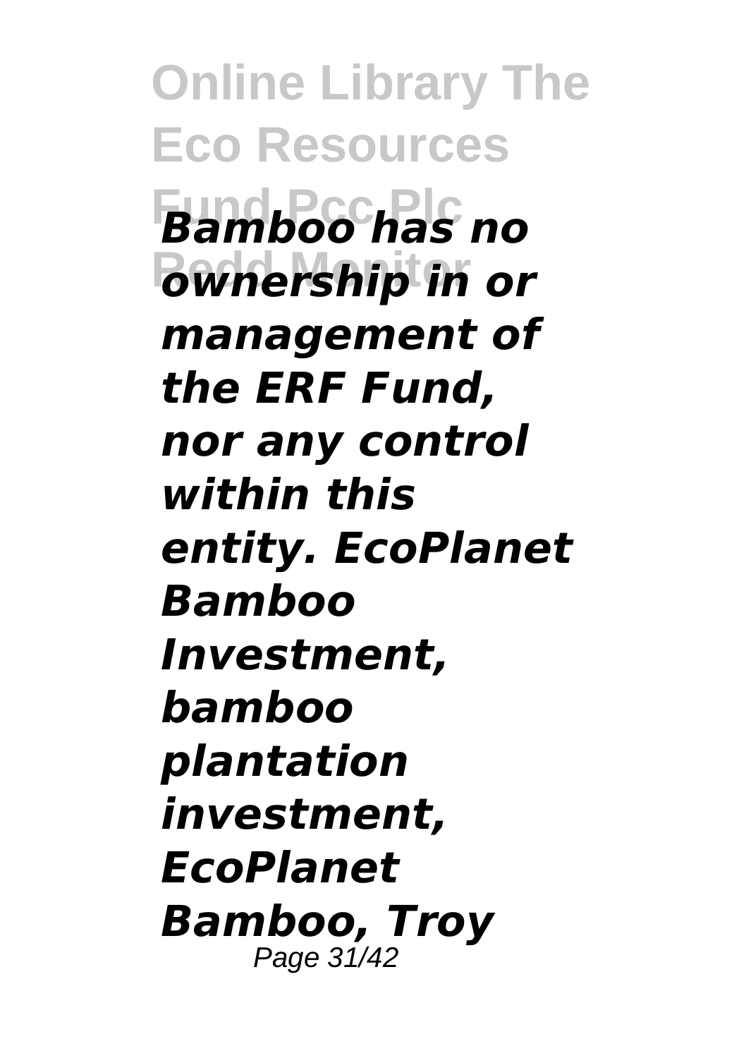***Bamboo has no ownership in or management of the ERF Fund, nor any control within this entity. EcoPlanet Bamboo Investment, bamboo plantation investment, EcoPlanet Bamboo, Troy***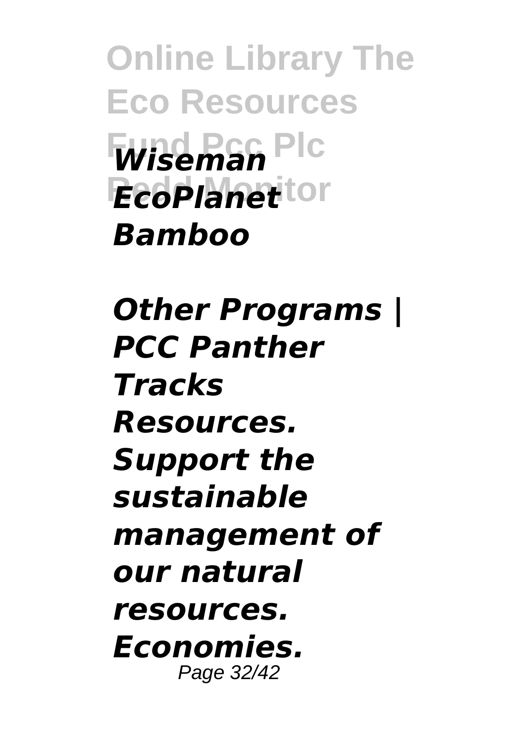*Wiseman EcoPlanet Bamboo*

*Other Programs | PCC Panther Tracks*

*Resources. Support the sustainable management of our natural resources. Economies.*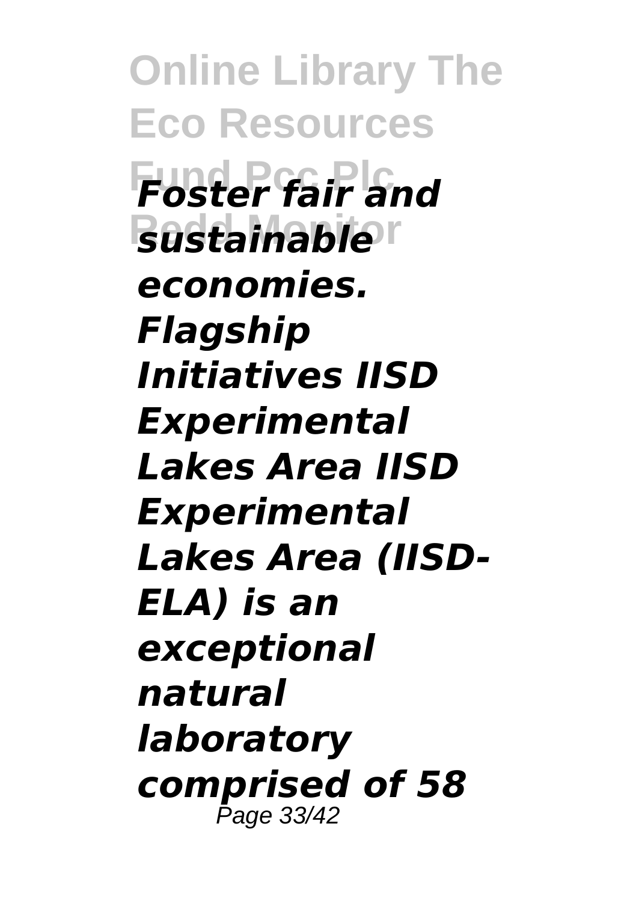***Foster fair and sustainable economies. Flagship Initiatives IISD Experimental Lakes Area IISD Experimental Lakes Area (IISD-ELA) is an exceptional natural laboratory comprised of 58***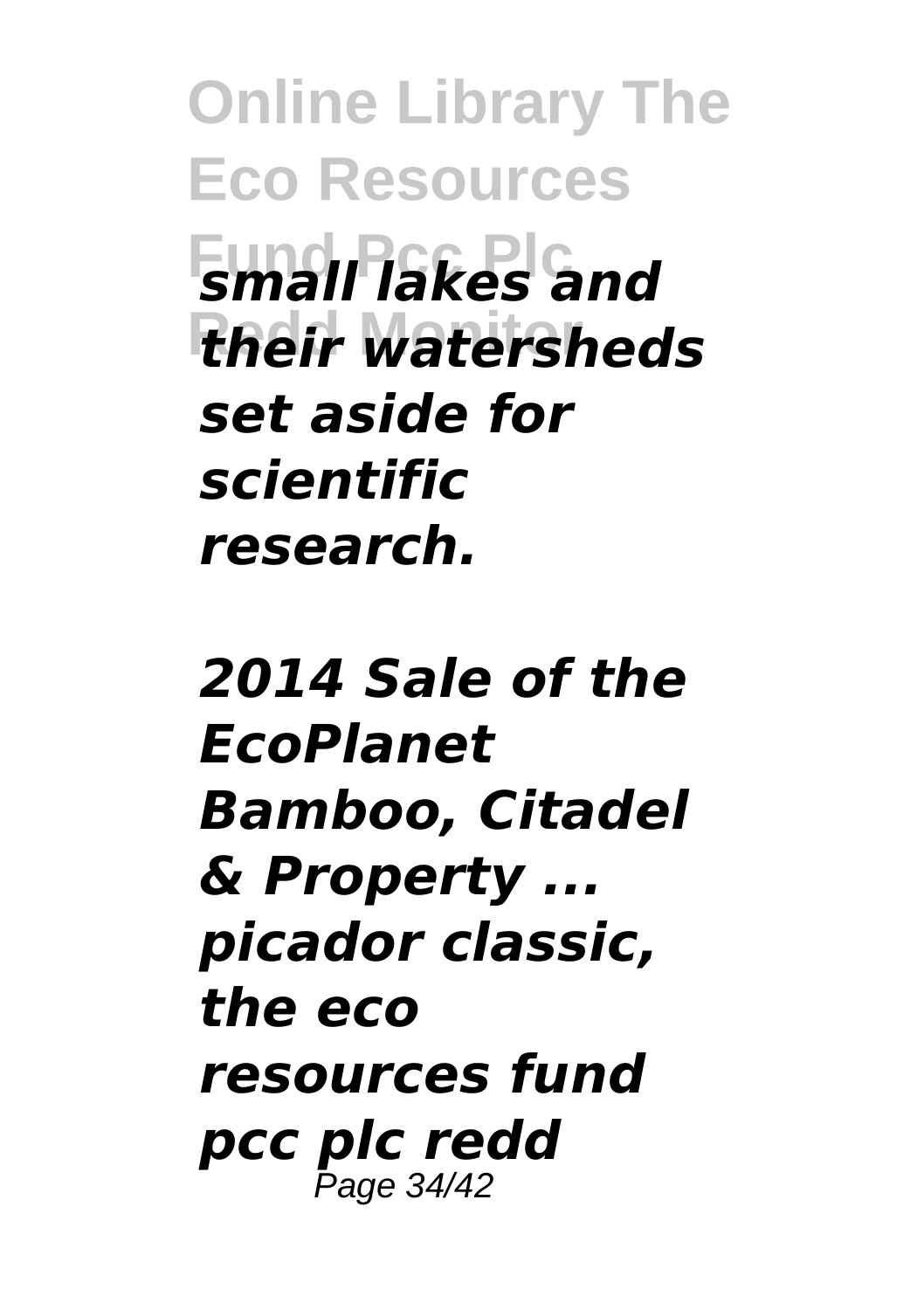*small lakes and their watersheds set aside for scientific research.*

*2014 Sale of the EcoPlanet Bamboo, Citadel & Property ...*
*picador classic, the eco resources fund pcc plc redd*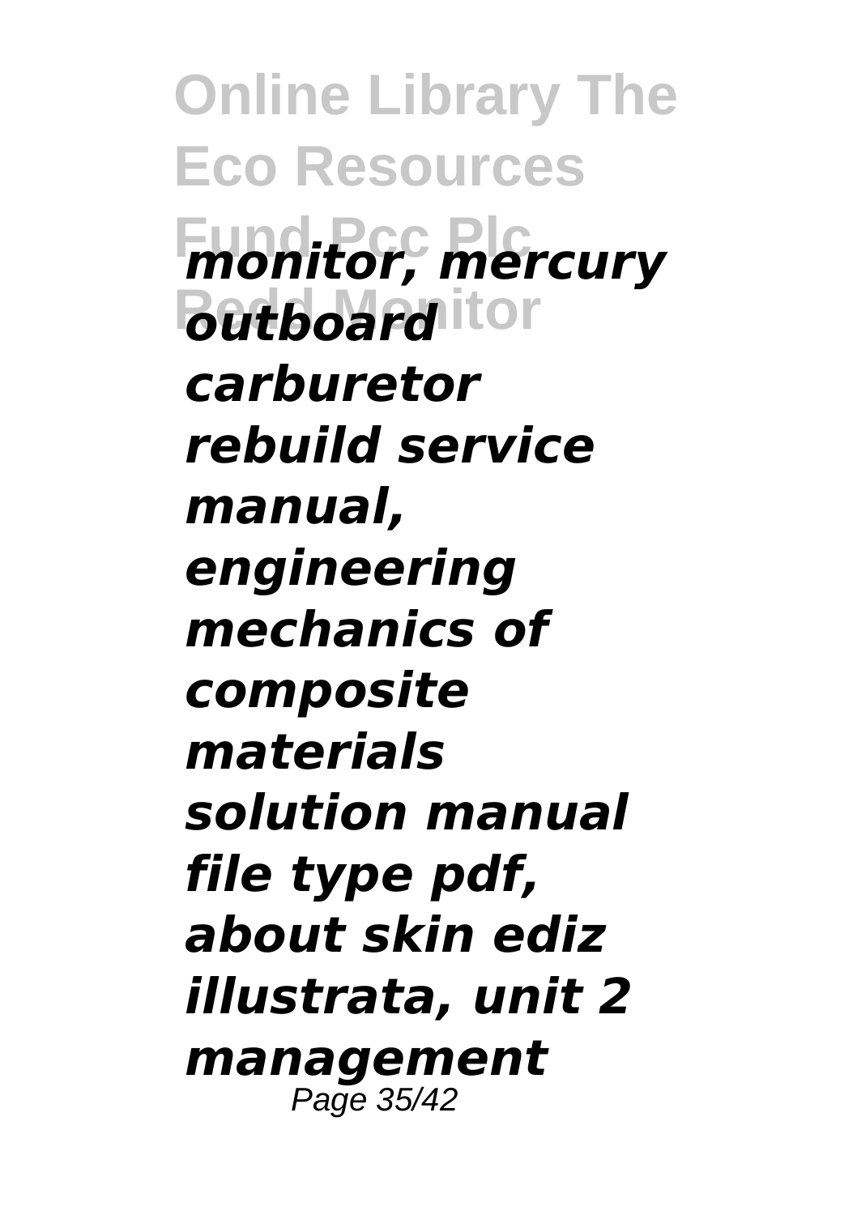*monitor, mercury outboard carburetor rebuild service manual, engineering mechanics of composite materials solution manual file type pdf, about skin ediz illustrata, unit 2 management*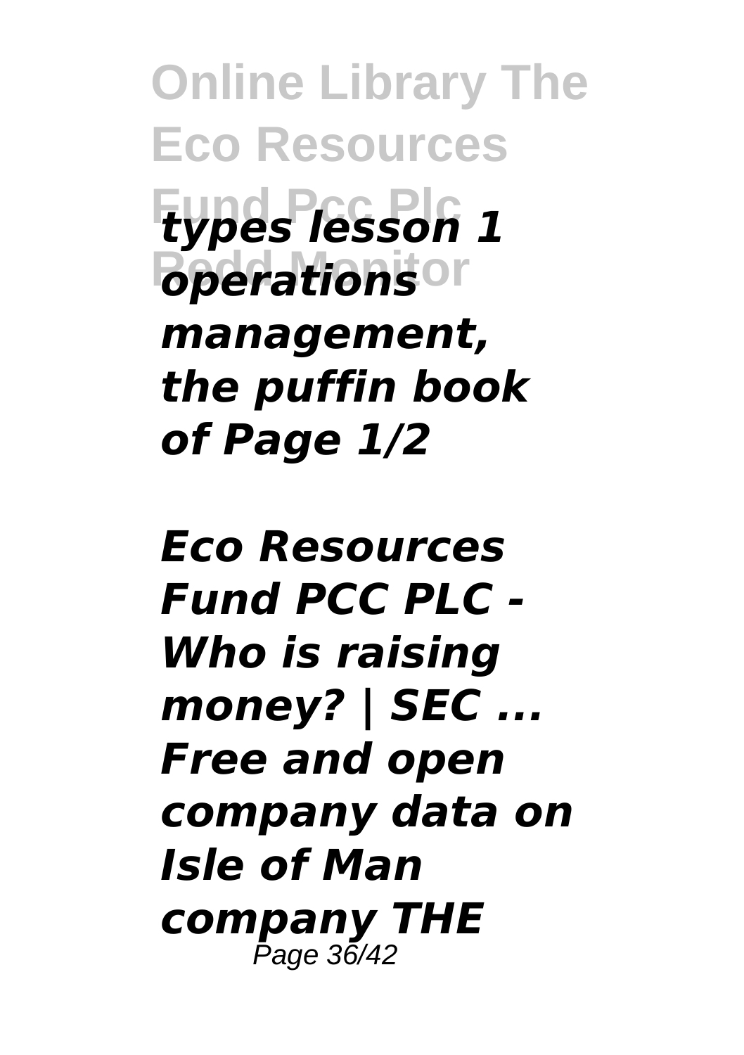*types lesson 1 operations management, the puffin book of Page 1/2*

*Eco Resources Fund PCC PLC - Who is raising money? | SEC ... Free and open company data on Isle of Man company THE*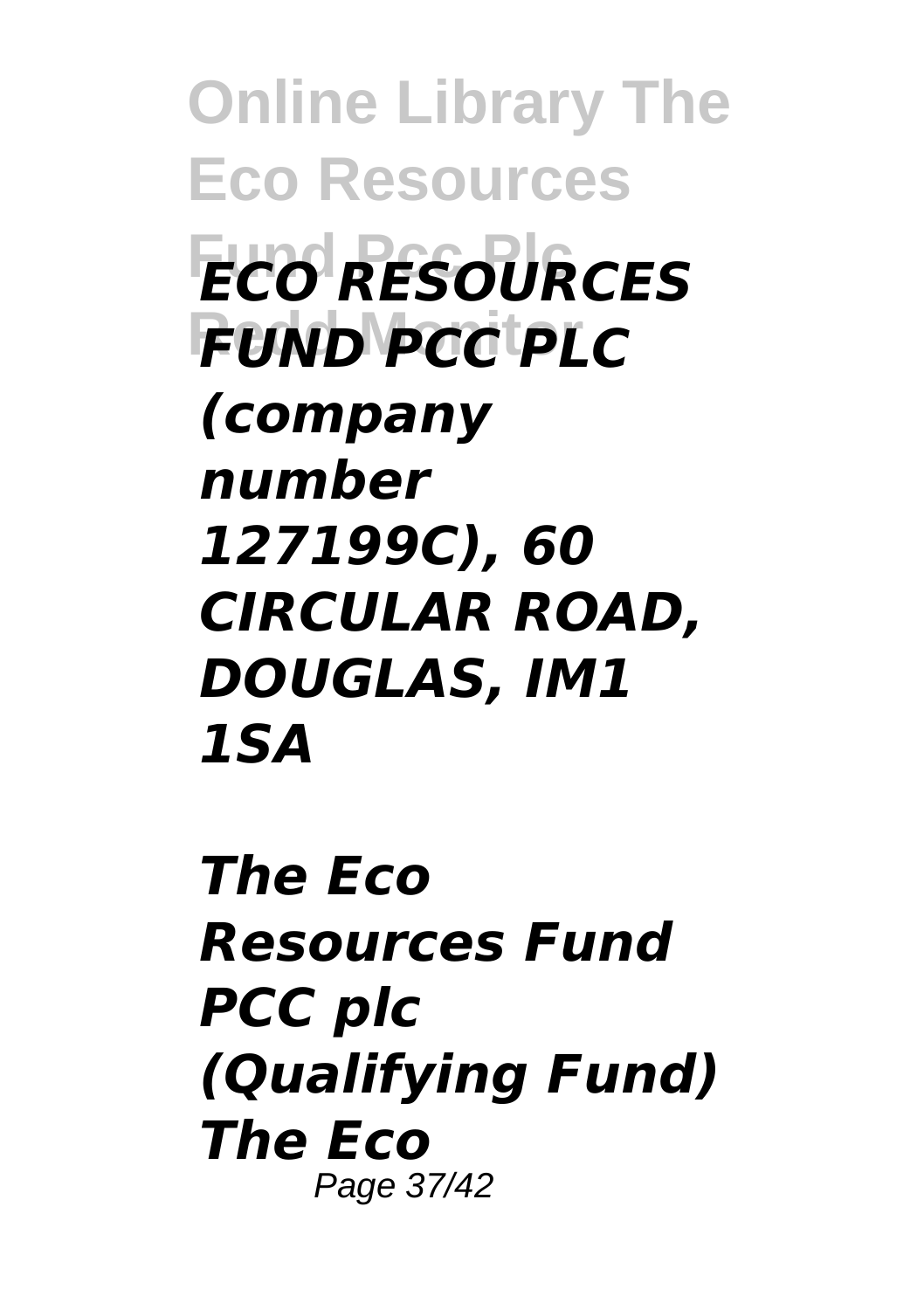***ECO RESOURCES FUND PCC PLC (company number 127199C), 60 CIRCULAR ROAD, DOUGLAS, IM1 1SA***

***The Eco Resources Fund PCC plc (Qualifying Fund) The Eco***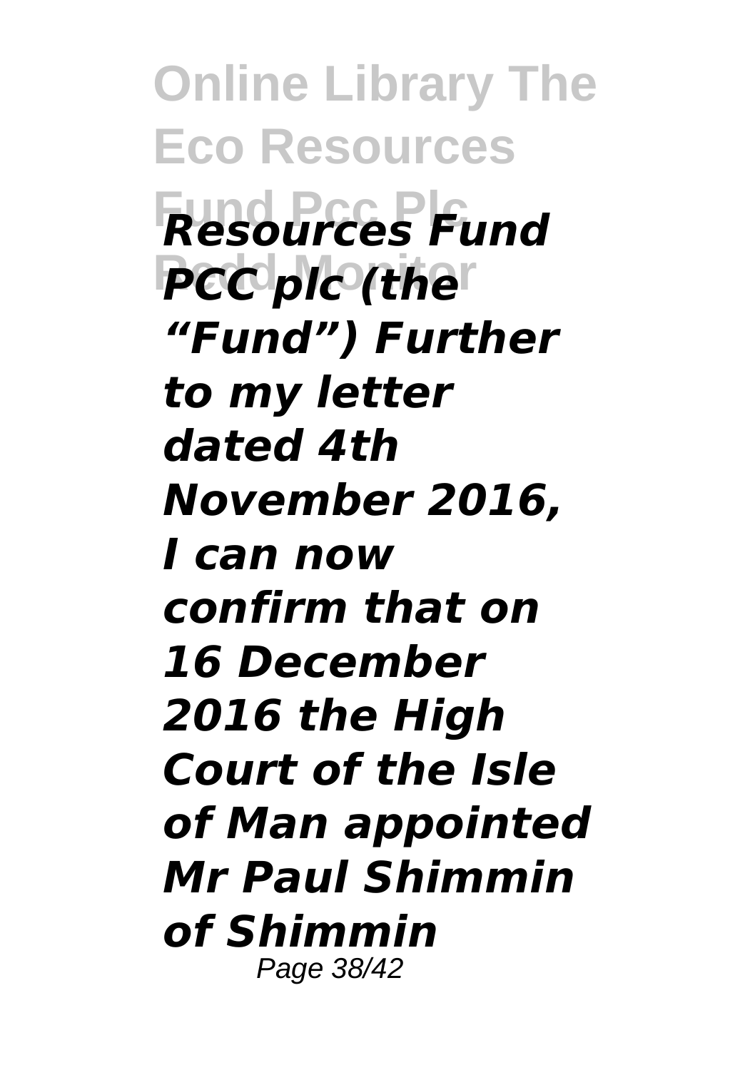***Resources Fund PCC plc (the "Fund") Further to my letter dated 4th November 2016, I can now confirm that on 16 December 2016 the High Court of the Isle of Man appointed Mr Paul Shimmin of Shimmin***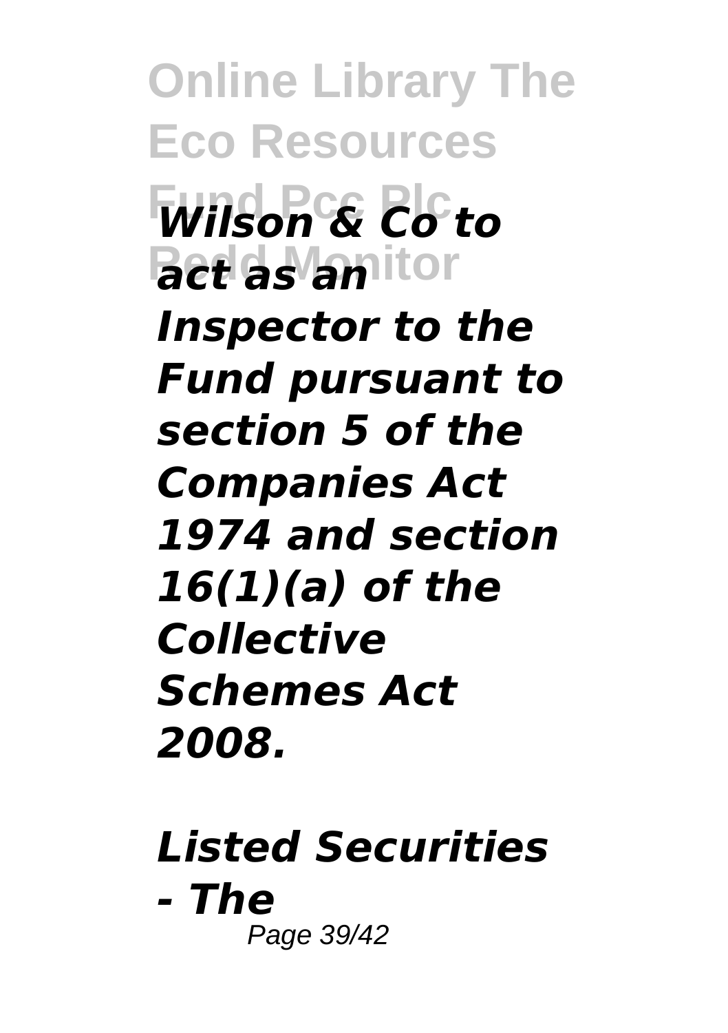*Wilson & Co to act as an Inspector to the Fund pursuant to section 5 of the Companies Act 1974 and section 16(1)(a) of the Collective Schemes Act 2008.*

*Listed Securities - The*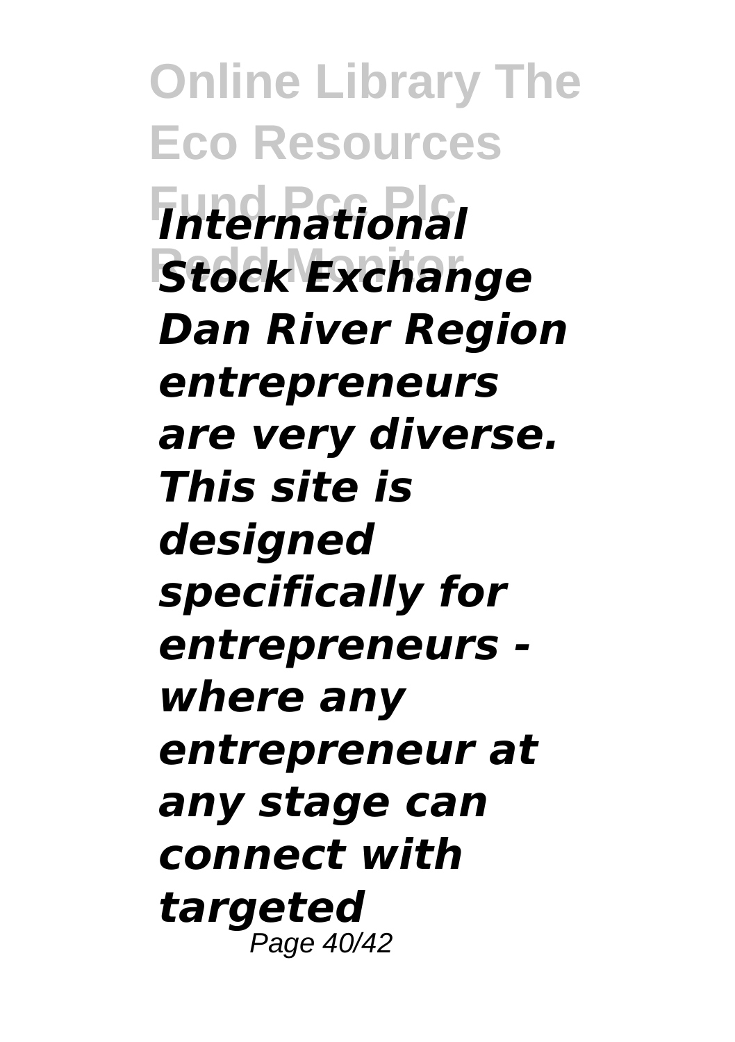***International Stock Exchange Dan River Region entrepreneurs are very diverse. This site is designed specifically for entrepreneurs - where any entrepreneur at any stage can connect with targeted***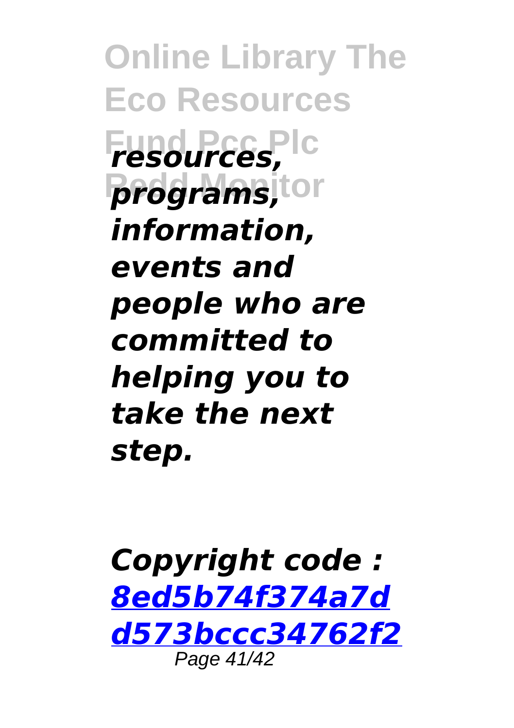*resources, programs, information, events and people who are committed to helping you to take the next step.*

*Copyright code : [8ed5b74f374a7dd573bccc34762f2](8ed5b74f374a7dd573bccc34762f2)*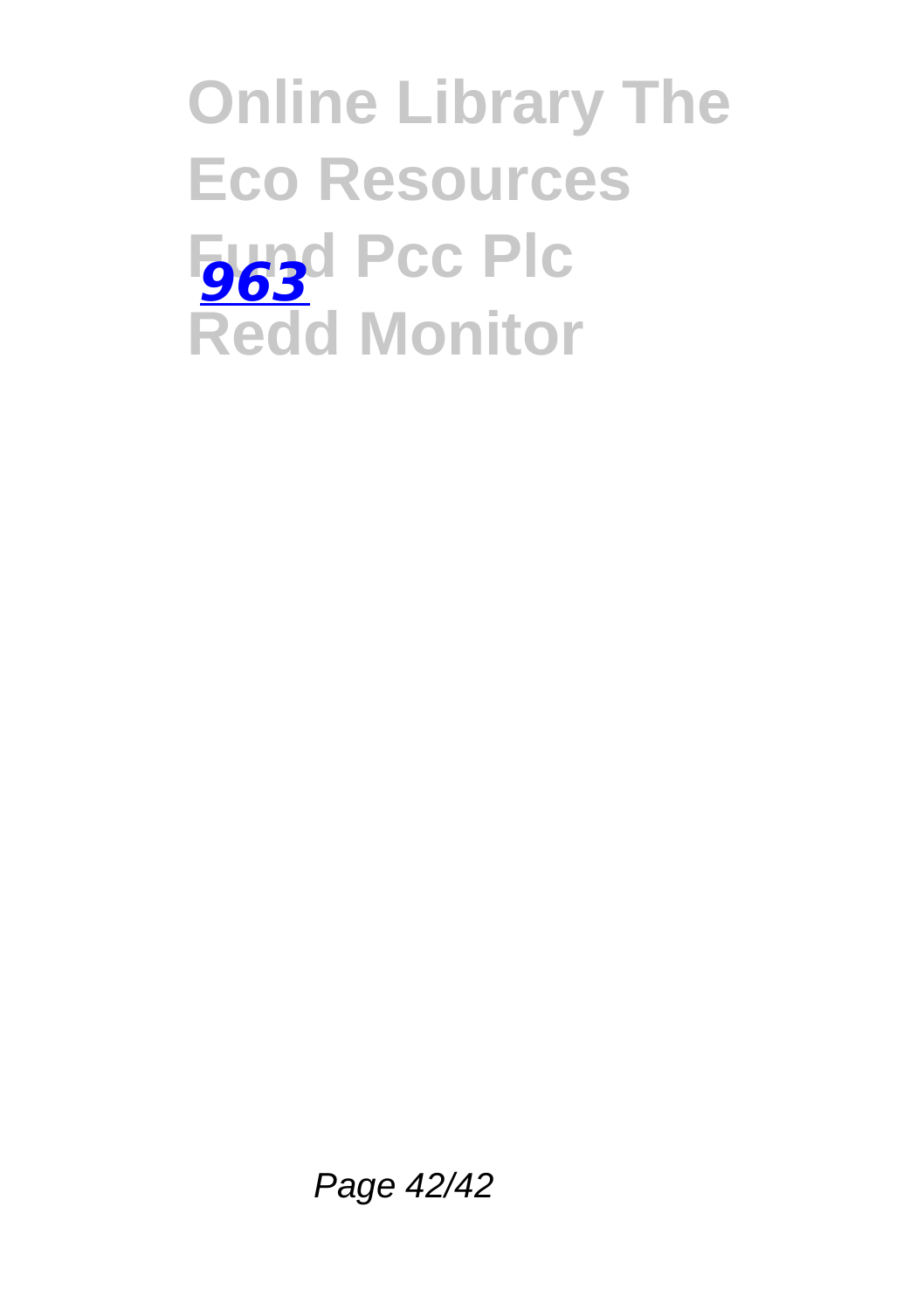963